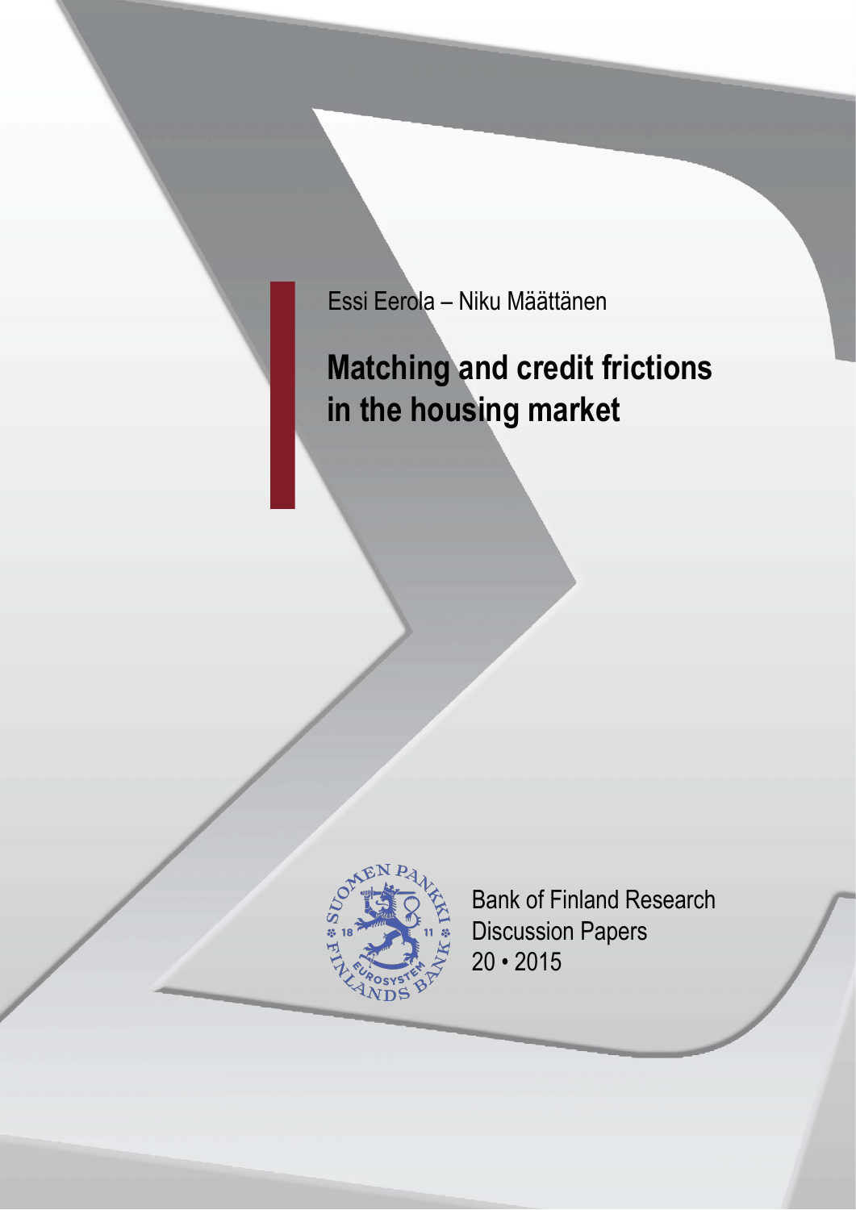Essi Eerola – Niku Määttänen

# Matching and credit frictions in the housing market

Bank of Finland Research Discussion Papers
20 • 2015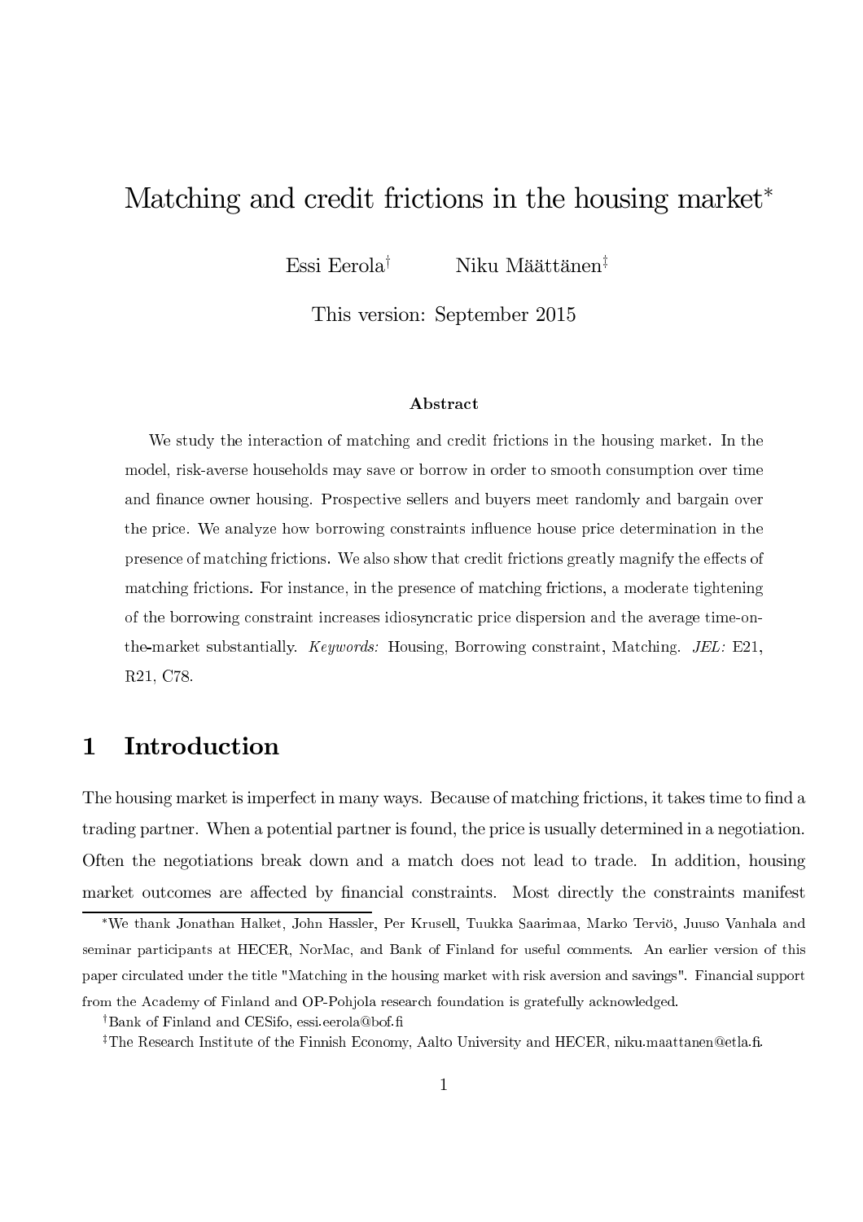# Matching and credit frictions in the housing market*

Essi Eerola[†] Niku Määttänen[‡]

This version: September 2015

### Abstract

We study the interaction of matching and credit frictions in the housing market. In the model, risk-averse households may save or borrow in order to smooth consumption over time and finance owner housing. Prospective sellers and buyers meet randomly and bargain over the price. We analyze how borrowing constraints influence house price determination in the presence of matching frictions. We also show that credit frictions greatly magnify the effects of matching frictions. For instance, in the presence of matching frictions, a moderate tightening of the borrowing constraint increases idiosyncratic price dispersion and the average time-on-the-market substantially. *Keywords:* Housing, Borrowing constraint, Matching. *JEL:* E21, R21, C78.

## 1 Introduction

The housing market is imperfect in many ways. Because of matching frictions, it takes time to find a trading partner. When a potential partner is found, the price is usually determined in a negotiation. Often the negotiations break down and a match does not lead to trade. In addition, housing market outcomes are affected by financial constraints. Most directly the constraints manifest

---

*We thank Jonathan Halket, John Hassler, Per Krusell, Tuukka Saarimaa, Marko Terviö, Juuso Vanhala and seminar participants at HECER, NorMac, and Bank of Finland for useful comments. An earlier version of this paper circulated under the title "Matching in the housing market with risk aversion and savings". Financial support from the Academy of Finland and OP-Pohjola research foundation is gratefully acknowledged.

[†]Bank of Finland and CESifo, essi.eerola@bof.fi

[‡]The Research Institute of the Finnish Economy, Aalto University and HECER, niku.maattanen@etla.fi.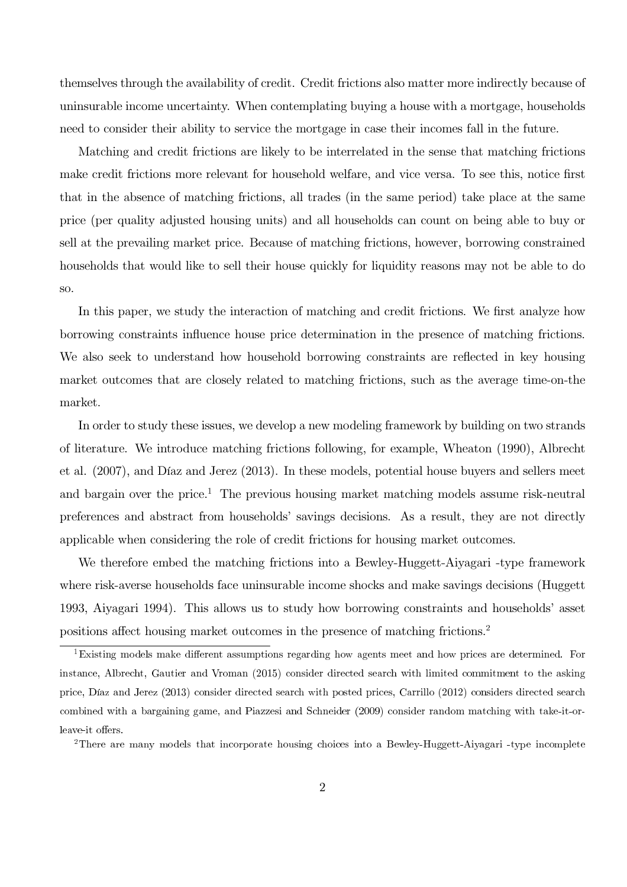themselves through the availability of credit. Credit frictions also matter more indirectly because of uninsurable income uncertainty. When contemplating buying a house with a mortgage, households need to consider their ability to service the mortgage in case their incomes fall in the future.

Matching and credit frictions are likely to be interrelated in the sense that matching frictions make credit frictions more relevant for household welfare, and vice versa. To see this, notice first that in the absence of matching frictions, all trades (in the same period) take place at the same price (per quality adjusted housing units) and all households can count on being able to buy or sell at the prevailing market price. Because of matching frictions, however, borrowing constrained households that would like to sell their house quickly for liquidity reasons may not be able to do so.

In this paper, we study the interaction of matching and credit frictions. We first analyze how borrowing constraints influence house price determination in the presence of matching frictions. We also seek to understand how household borrowing constraints are reflected in key housing market outcomes that are closely related to matching frictions, such as the average time-on-the market.

In order to study these issues, we develop a new modeling framework by building on two strands of literature. We introduce matching frictions following, for example, Wheaton (1990), Albrecht et al. (2007), and Díaz and Jerez (2013). In these models, potential house buyers and sellers meet and bargain over the price.[1] The previous housing market matching models assume risk-neutral preferences and abstract from households' savings decisions. As a result, they are not directly applicable when considering the role of credit frictions for housing market outcomes.

We therefore embed the matching frictions into a Bewley-Huggett-Aiyagari -type framework where risk-averse households face uninsurable income shocks and make savings decisions (Huggett 1993, Aiyagari 1994). This allows us to study how borrowing constraints and households' asset positions affect housing market outcomes in the presence of matching frictions.[2]

[1] Existing models make different assumptions regarding how agents meet and how prices are determined. For instance, Albrecht, Gautier and Vroman (2015) consider directed search with limited commitment to the asking price, Díaz and Jerez (2013) consider directed search with posted prices, Carrillo (2012) considers directed search combined with a bargaining game, and Piazzesi and Schneider (2009) consider random matching with take-it-or-leave-it offers.

[2] There are many models that incorporate housing choices into a Bewley-Huggett-Aiyagari -type incomplete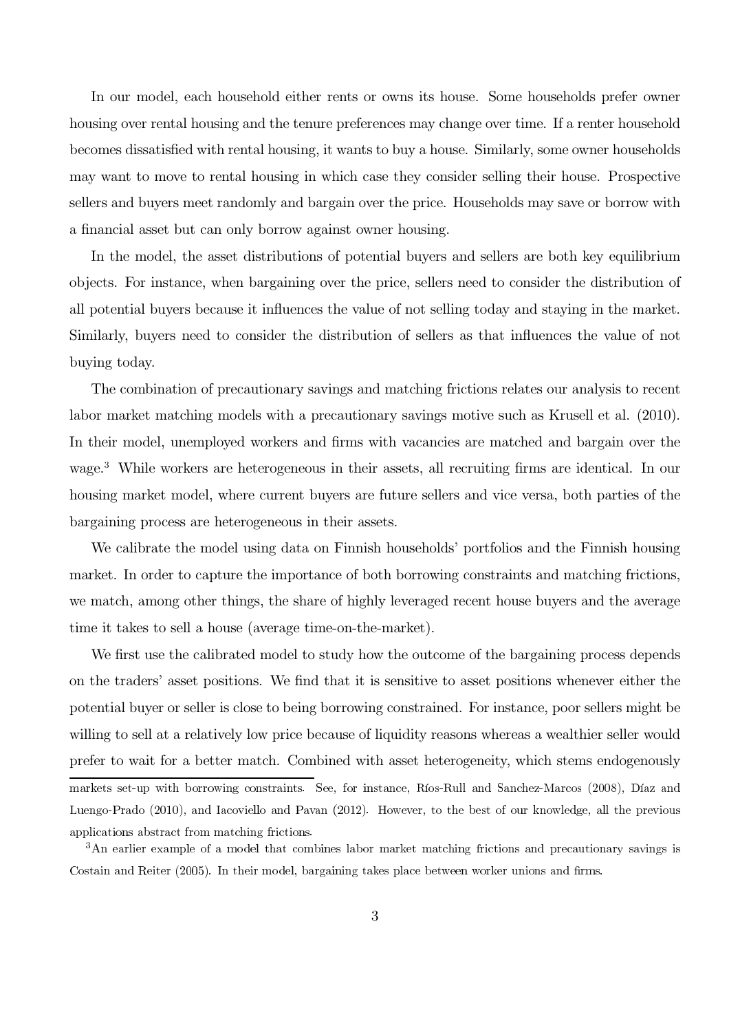In our model, each household either rents or owns its house. Some households prefer owner housing over rental housing and the tenure preferences may change over time. If a renter household becomes dissatisfied with rental housing, it wants to buy a house. Similarly, some owner households may want to move to rental housing in which case they consider selling their house. Prospective sellers and buyers meet randomly and bargain over the price. Households may save or borrow with a financial asset but can only borrow against owner housing.

In the model, the asset distributions of potential buyers and sellers are both key equilibrium objects. For instance, when bargaining over the price, sellers need to consider the distribution of all potential buyers because it influences the value of not selling today and staying in the market. Similarly, buyers need to consider the distribution of sellers as that influences the value of not buying today.

The combination of precautionary savings and matching frictions relates our analysis to recent labor market matching models with a precautionary savings motive such as Krusell et al. (2010). In their model, unemployed workers and firms with vacancies are matched and bargain over the wage.[3] While workers are heterogeneous in their assets, all recruiting firms are identical. In our housing market model, where current buyers are future sellers and vice versa, both parties of the bargaining process are heterogeneous in their assets.

We calibrate the model using data on Finnish households' portfolios and the Finnish housing market. In order to capture the importance of both borrowing constraints and matching frictions, we match, among other things, the share of highly leveraged recent house buyers and the average time it takes to sell a house (average time-on-the-market).

We first use the calibrated model to study how the outcome of the bargaining process depends on the traders' asset positions. We find that it is sensitive to asset positions whenever either the potential buyer or seller is close to being borrowing constrained. For instance, poor sellers might be willing to sell at a relatively low price because of liquidity reasons whereas a wealthier seller would prefer to wait for a better match. Combined with asset heterogeneity, which stems endogenously

markets set-up with borrowing constraints. See, for instance, Ríos-Rull and Sanchez-Marcos (2008), Díaz and Luengo-Prado (2010), and Iacoviello and Pavan (2012). However, to the best of our knowledge, all the previous applications abstract from matching frictions.

[3] An earlier example of a model that combines labor market matching frictions and precautionary savings is Costain and Reiter (2005). In their model, bargaining takes place between worker unions and firms.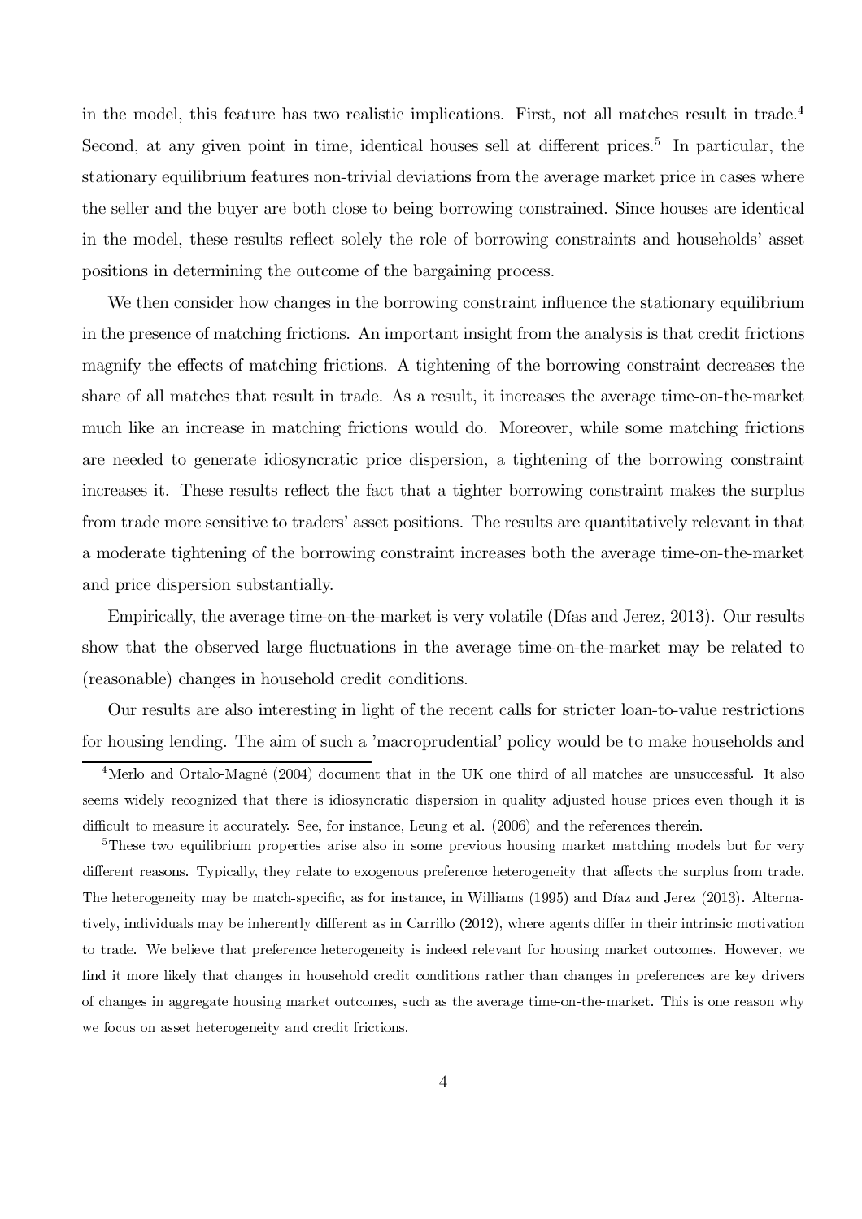in the model, this feature has two realistic implications. First, not all matches result in trade.[4] Second, at any given point in time, identical houses sell at different prices.[5] In particular, the stationary equilibrium features non-trivial deviations from the average market price in cases where the seller and the buyer are both close to being borrowing constrained. Since houses are identical in the model, these results reflect solely the role of borrowing constraints and households' asset positions in determining the outcome of the bargaining process.

We then consider how changes in the borrowing constraint influence the stationary equilibrium in the presence of matching frictions. An important insight from the analysis is that credit frictions magnify the effects of matching frictions. A tightening of the borrowing constraint decreases the share of all matches that result in trade. As a result, it increases the average time-on-the-market much like an increase in matching frictions would do. Moreover, while some matching frictions are needed to generate idiosyncratic price dispersion, a tightening of the borrowing constraint increases it. These results reflect the fact that a tighter borrowing constraint makes the surplus from trade more sensitive to traders' asset positions. The results are quantitatively relevant in that a moderate tightening of the borrowing constraint increases both the average time-on-the-market and price dispersion substantially.

Empirically, the average time-on-the-market is very volatile (Días and Jerez, 2013). Our results show that the observed large fluctuations in the average time-on-the-market may be related to (reasonable) changes in household credit conditions.

Our results are also interesting in light of the recent calls for stricter loan-to-value restrictions for housing lending. The aim of such a 'macroprudential' policy would be to make households and

[4] Merlo and Ortalo-Magné (2004) document that in the UK one third of all matches are unsuccessful. It also seems widely recognized that there is idiosyncratic dispersion in quality adjusted house prices even though it is difficult to measure it accurately. See, for instance, Leung et al. (2006) and the references therein.

[5] These two equilibrium properties arise also in some previous housing market matching models but for very different reasons. Typically, they relate to exogenous preference heterogeneity that affects the surplus from trade. The heterogeneity may be match-specific, as for instance, in Williams (1995) and Díaz and Jerez (2013). Alternatively, individuals may be inherently different as in Carrillo (2012), where agents differ in their intrinsic motivation to trade. We believe that preference heterogeneity is indeed relevant for housing market outcomes. However, we find it more likely that changes in household credit conditions rather than changes in preferences are key drivers of changes in aggregate housing market outcomes, such as the average time-on-the-market. This is one reason why we focus on asset heterogeneity and credit frictions.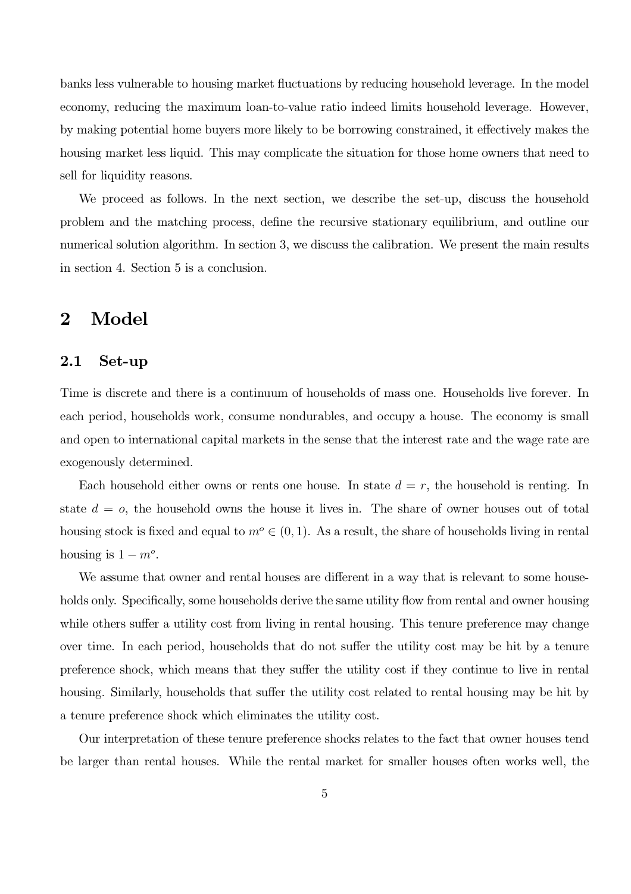banks less vulnerable to housing market fluctuations by reducing household leverage. In the model economy, reducing the maximum loan-to-value ratio indeed limits household leverage. However, by making potential home buyers more likely to be borrowing constrained, it effectively makes the housing market less liquid. This may complicate the situation for those home owners that need to sell for liquidity reasons.

We proceed as follows. In the next section, we describe the set-up, discuss the household problem and the matching process, define the recursive stationary equilibrium, and outline our numerical solution algorithm. In section 3, we discuss the calibration. We present the main results in section 4. Section 5 is a conclusion.

# 2 Model

## 2.1 Set-up

Time is discrete and there is a continuum of households of mass one. Households live forever. In each period, households work, consume nondurables, and occupy a house. The economy is small and open to international capital markets in the sense that the interest rate and the wage rate are exogenously determined.

Each household either owns or rents one house. In state $d = r$, the household is renting. In state $d = o$, the household owns the house it lives in. The share of owner houses out of total housing stock is fixed and equal to $m^o \in (0, 1)$. As a result, the share of households living in rental housing is $1 - m^o$.

We assume that owner and rental houses are different in a way that is relevant to some households only. Specifically, some households derive the same utility flow from rental and owner housing while others suffer a utility cost from living in rental housing. This tenure preference may change over time. In each period, households that do not suffer the utility cost may be hit by a tenure preference shock, which means that they suffer the utility cost if they continue to live in rental housing. Similarly, households that suffer the utility cost related to rental housing may be hit by a tenure preference shock which eliminates the utility cost.

Our interpretation of these tenure preference shocks relates to the fact that owner houses tend be larger than rental houses. While the rental market for smaller houses often works well, the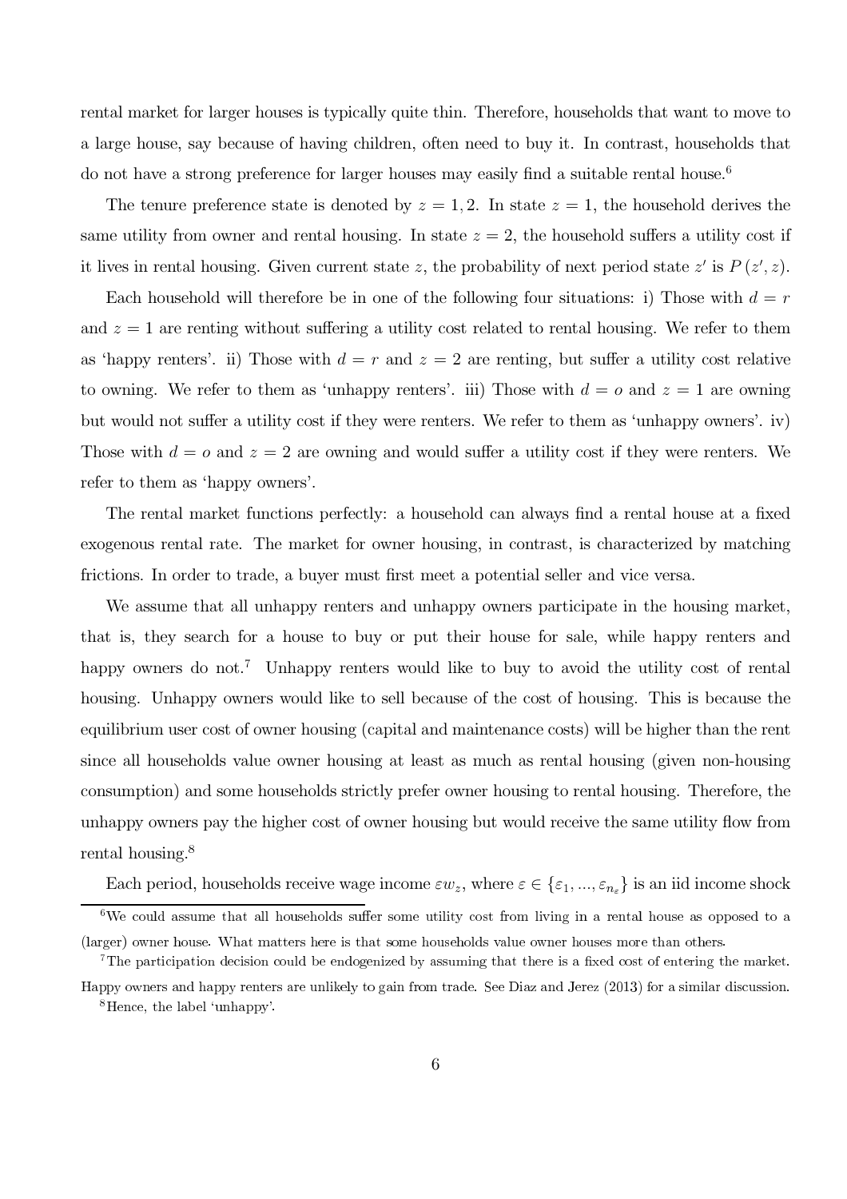rental market for larger houses is typically quite thin. Therefore, households that want to move to a large house, say because of having children, often need to buy it. In contrast, households that do not have a strong preference for larger houses may easily find a suitable rental house.[6]

The tenure preference state is denoted by $z = 1, 2$. In state $z = 1$, the household derives the same utility from owner and rental housing. In state $z = 2$, the household suffers a utility cost if it lives in rental housing. Given current state $z$, the probability of next period state $z'$ is $P(z', z)$.

Each household will therefore be in one of the following four situations: i) Those with $d = r$ and $z = 1$ are renting without suffering a utility cost related to rental housing. We refer to them as 'happy renters'. ii) Those with $d = r$ and $z = 2$ are renting, but suffer a utility cost relative to owning. We refer to them as 'unhappy renters'. iii) Those with $d = o$ and $z = 1$ are owning but would not suffer a utility cost if they were renters. We refer to them as 'unhappy owners'. iv) Those with $d = o$ and $z = 2$ are owning and would suffer a utility cost if they were renters. We refer to them as 'happy owners'.

The rental market functions perfectly: a household can always find a rental house at a fixed exogenous rental rate. The market for owner housing, in contrast, is characterized by matching frictions. In order to trade, a buyer must first meet a potential seller and vice versa.

We assume that all unhappy renters and unhappy owners participate in the housing market, that is, they search for a house to buy or put their house for sale, while happy renters and happy owners do not.[7] Unhappy renters would like to buy to avoid the utility cost of rental housing. Unhappy owners would like to sell because of the cost of housing. This is because the equilibrium user cost of owner housing (capital and maintenance costs) will be higher than the rent since all households value owner housing at least as much as rental housing (given non-housing consumption) and some households strictly prefer owner housing to rental housing. Therefore, the unhappy owners pay the higher cost of owner housing but would receive the same utility flow from rental housing.[8]

Each period, households receive wage income $\varepsilon w_z$, where $\varepsilon \in \{\varepsilon_1, ..., \varepsilon_{n_\varepsilon}\}$ is an iid income shock

[6] We could assume that all households suffer some utility cost from living in a rental house as opposed to a (larger) owner house. What matters here is that some households value owner houses more than others.

[7] The participation decision could be endogenized by assuming that there is a fixed cost of entering the market. Happy owners and happy renters are unlikely to gain from trade. See Diaz and Jerez (2013) for a similar discussion.

[8] Hence, the label 'unhappy'.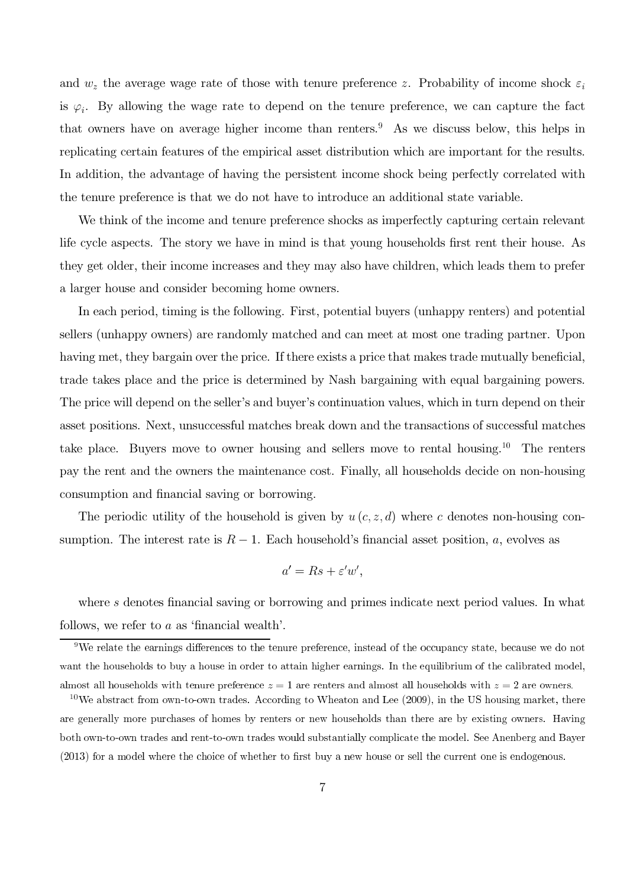and $w_z$ the average wage rate of those with tenure preference $z$. Probability of income shock $\varepsilon_i$ is $\varphi_i$. By allowing the wage rate to depend on the tenure preference, we can capture the fact that owners have on average higher income than renters.[9] As we discuss below, this helps in replicating certain features of the empirical asset distribution which are important for the results. In addition, the advantage of having the persistent income shock being perfectly correlated with the tenure preference is that we do not have to introduce an additional state variable.

We think of the income and tenure preference shocks as imperfectly capturing certain relevant life cycle aspects. The story we have in mind is that young households first rent their house. As they get older, their income increases and they may also have children, which leads them to prefer a larger house and consider becoming home owners.

In each period, timing is the following. First, potential buyers (unhappy renters) and potential sellers (unhappy owners) are randomly matched and can meet at most one trading partner. Upon having met, they bargain over the price. If there exists a price that makes trade mutually beneficial, trade takes place and the price is determined by Nash bargaining with equal bargaining powers. The price will depend on the seller's and buyer's continuation values, which in turn depend on their asset positions. Next, unsuccessful matches break down and the transactions of successful matches take place. Buyers move to owner housing and sellers move to rental housing.[10] The renters pay the rent and the owners the maintenance cost. Finally, all households decide on non-housing consumption and financial saving or borrowing.

The periodic utility of the household is given by $u(c, z, d)$ where $c$ denotes non-housing consumption. The interest rate is $R - 1$. Each household's financial asset position, $a$, evolves as

$$a' = Rs + \varepsilon' w',$$

where $s$ denotes financial saving or borrowing and primes indicate next period values. In what follows, we refer to $a$ as 'financial wealth'.

[9] We relate the earnings differences to the tenure preference, instead of the occupancy state, because we do not want the households to buy a house in order to attain higher earnings. In the equilibrium of the calibrated model, almost all households with tenure preference $z = 1$ are renters and almost all households with $z = 2$ are owners.

[10] We abstract from own-to-own trades. According to Wheaton and Lee (2009), in the US housing market, there are generally more purchases of homes by renters or new households than there are by existing owners. Having both own-to-own trades and rent-to-own trades would substantially complicate the model. See Anenberg and Bayer (2013) for a model where the choice of whether to first buy a new house or sell the current one is endogenous.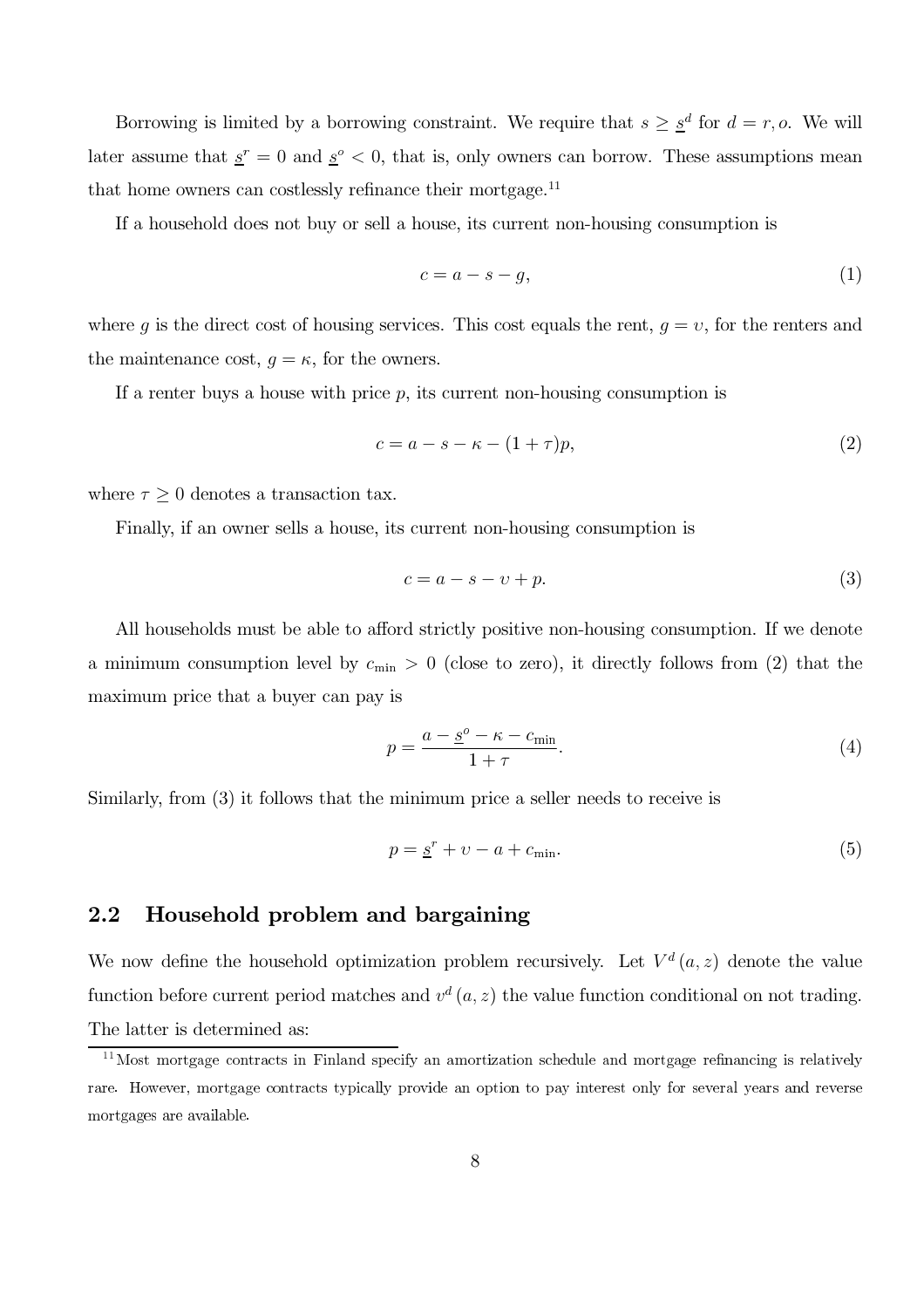Borrowing is limited by a borrowing constraint. We require that $s \geq \underline{s}^d$ for $d = r, o$. We will later assume that $\underline{s}^r = 0$ and $\underline{s}^o < 0$, that is, only owners can borrow. These assumptions mean that home owners can costlessly refinance their mortgage.[11]

If a household does not buy or sell a house, its current non-housing consumption is

$$c = a - s - g, \tag{1}$$

where $g$ is the direct cost of housing services. This cost equals the rent, $g = \upsilon$, for the renters and the maintenance cost, $g = \kappa$, for the owners.

If a renter buys a house with price $p$, its current non-housing consumption is

$$c = a - s - \kappa - (1 + \tau)p, \tag{2}$$

where $\tau \geq 0$ denotes a transaction tax.

Finally, if an owner sells a house, its current non-housing consumption is

$$c = a - s - \upsilon + p. \tag{3}$$

All households must be able to afford strictly positive non-housing consumption. If we denote a minimum consumption level by $c_{\min} > 0$ (close to zero), it directly follows from (2) that the maximum price that a buyer can pay is

$$p = \frac{a - \underline{s}^o - \kappa - c_{\min}}{1 + \tau}. \tag{4}$$

Similarly, from (3) it follows that the minimum price a seller needs to receive is

$$p = \underline{s}^r + \upsilon - a + c_{\min}. \tag{5}$$

## 2.2 Household problem and bargaining

We now define the household optimization problem recursively. Let $V^d(a, z)$ denote the value function before current period matches and $v^d(a, z)$ the value function conditional on not trading. The latter is determined as:

[11] Most mortgage contracts in Finland specify an amortization schedule and mortgage refinancing is relatively rare. However, mortgage contracts typically provide an option to pay interest only for several years and reverse mortgages are available.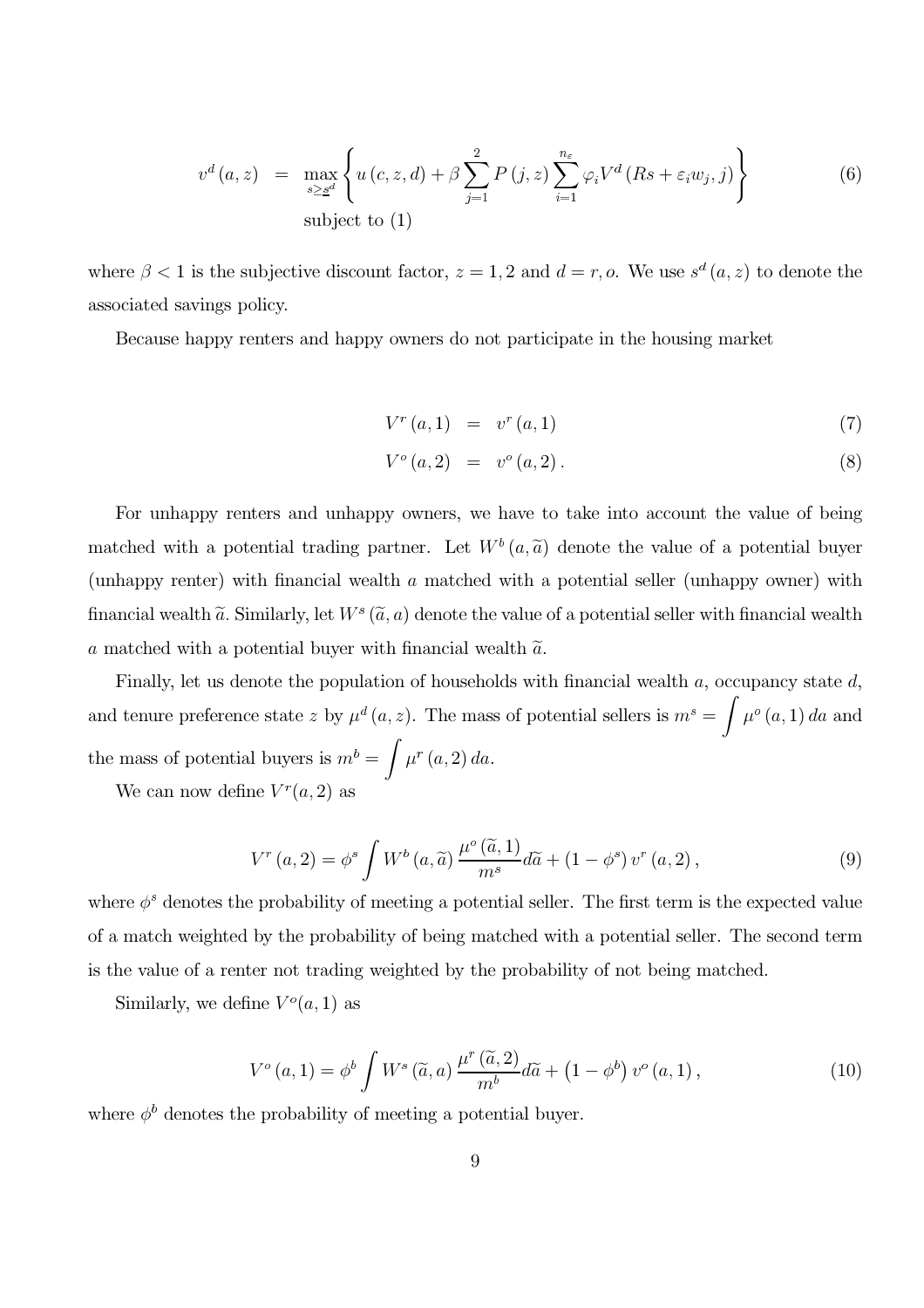$$v^d(a,z) = \max_{s \geq \underline{s}^d} \left\{ u(c,z,d) + \beta \sum_{j=1}^{2} P(j,z) \sum_{i=1}^{n_\varepsilon} \varphi_i V^d(Rs + \varepsilon_i w_j, j) \right\} \tag{6}$$
$$\text{subject to (1)}$$

where $\beta < 1$ is the subjective discount factor, $z = 1, 2$ and $d = r, o$. We use $s^d(a,z)$ to denote the associated savings policy.

Because happy renters and happy owners do not participate in the housing market

$$V^r(a,1) = v^r(a,1) \tag{7}$$

$$V^o(a,2) = v^o(a,2). \tag{8}$$

For unhappy renters and unhappy owners, we have to take into account the value of being matched with a potential trading partner. Let $W^b(a,\widetilde{a})$ denote the value of a potential buyer (unhappy renter) with financial wealth $a$ matched with a potential seller (unhappy owner) with financial wealth $\widetilde{a}$. Similarly, let $W^s(\widetilde{a},a)$ denote the value of a potential seller with financial wealth $a$ matched with a potential buyer with financial wealth $\widetilde{a}$.

Finally, let us denote the population of households with financial wealth $a$, occupancy state $d$, and tenure preference state $z$ by $\mu^d(a,z)$. The mass of potential sellers is $m^s = \int \mu^o(a,1)\,da$ and the mass of potential buyers is $m^b = \int \mu^r(a,2)\,da$.

We can now define $V^r(a,2)$ as

$$V^r(a,2) = \phi^s \int W^b(a,\widetilde{a}) \frac{\mu^o(\widetilde{a},1)}{m^s} d\widetilde{a} + (1-\phi^s)\, v^r(a,2), \tag{9}$$

where $\phi^s$ denotes the probability of meeting a potential seller. The first term is the expected value of a match weighted by the probability of being matched with a potential seller. The second term is the value of a renter not trading weighted by the probability of not being matched.

Similarly, we define $V^o(a,1)$ as

$$V^o(a,1) = \phi^b \int W^s(\widetilde{a},a) \frac{\mu^r(\widetilde{a},2)}{m^b} d\widetilde{a} + \left(1-\phi^b\right) v^o(a,1), \tag{10}$$

where $\phi^b$ denotes the probability of meeting a potential buyer.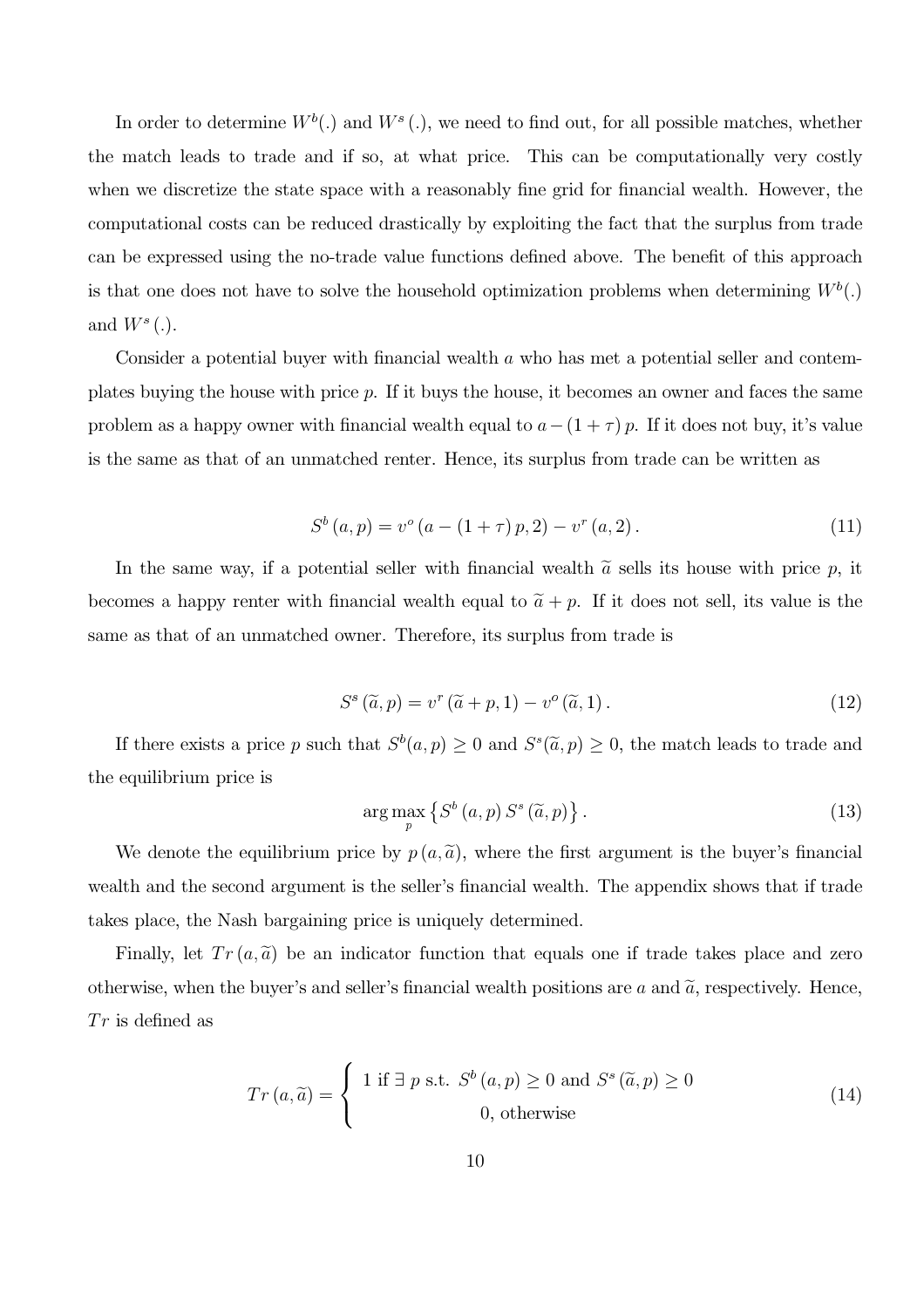In order to determine $W^b(.)$ and $W^s(.)$, we need to find out, for all possible matches, whether the match leads to trade and if so, at what price. This can be computationally very costly when we discretize the state space with a reasonably fine grid for financial wealth. However, the computational costs can be reduced drastically by exploiting the fact that the surplus from trade can be expressed using the no-trade value functions defined above. The benefit of this approach is that one does not have to solve the household optimization problems when determining $W^b(.)$ and $W^s(.)$.

Consider a potential buyer with financial wealth $a$ who has met a potential seller and contemplates buying the house with price $p$. If it buys the house, it becomes an owner and faces the same problem as a happy owner with financial wealth equal to $a - (1+\tau)p$. If it does not buy, it's value is the same as that of an unmatched renter. Hence, its surplus from trade can be written as

$$S^b(a,p) = v^o(a - (1+\tau)p, 2) - v^r(a,2). \tag{11}$$

In the same way, if a potential seller with financial wealth $\widetilde{a}$ sells its house with price $p$, it becomes a happy renter with financial wealth equal to $\widetilde{a} + p$. If it does not sell, its value is the same as that of an unmatched owner. Therefore, its surplus from trade is

$$S^s(\widetilde{a},p) = v^r(\widetilde{a}+p,1) - v^o(\widetilde{a},1). \tag{12}$$

If there exists a price $p$ such that $S^b(a,p) \geq 0$ and $S^s(\widetilde{a},p) \geq 0$, the match leads to trade and the equilibrium price is

$$\arg\max_p \left\{ S^b(a,p)\, S^s(\widetilde{a},p) \right\}. \tag{13}$$

We denote the equilibrium price by $p(a,\widetilde{a})$, where the first argument is the buyer's financial wealth and the second argument is the seller's financial wealth. The appendix shows that if trade takes place, the Nash bargaining price is uniquely determined.

Finally, let $Tr(a,\widetilde{a})$ be an indicator function that equals one if trade takes place and zero otherwise, when the buyer's and seller's financial wealth positions are $a$ and $\widetilde{a}$, respectively. Hence, $Tr$ is defined as

$$Tr(a,\widetilde{a}) = \begin{cases} 1 \text{ if } \exists\, p \text{ s.t. } S^b(a,p) \geq 0 \text{ and } S^s(\widetilde{a},p) \geq 0 \\ 0, \text{ otherwise} \end{cases} \tag{14}$$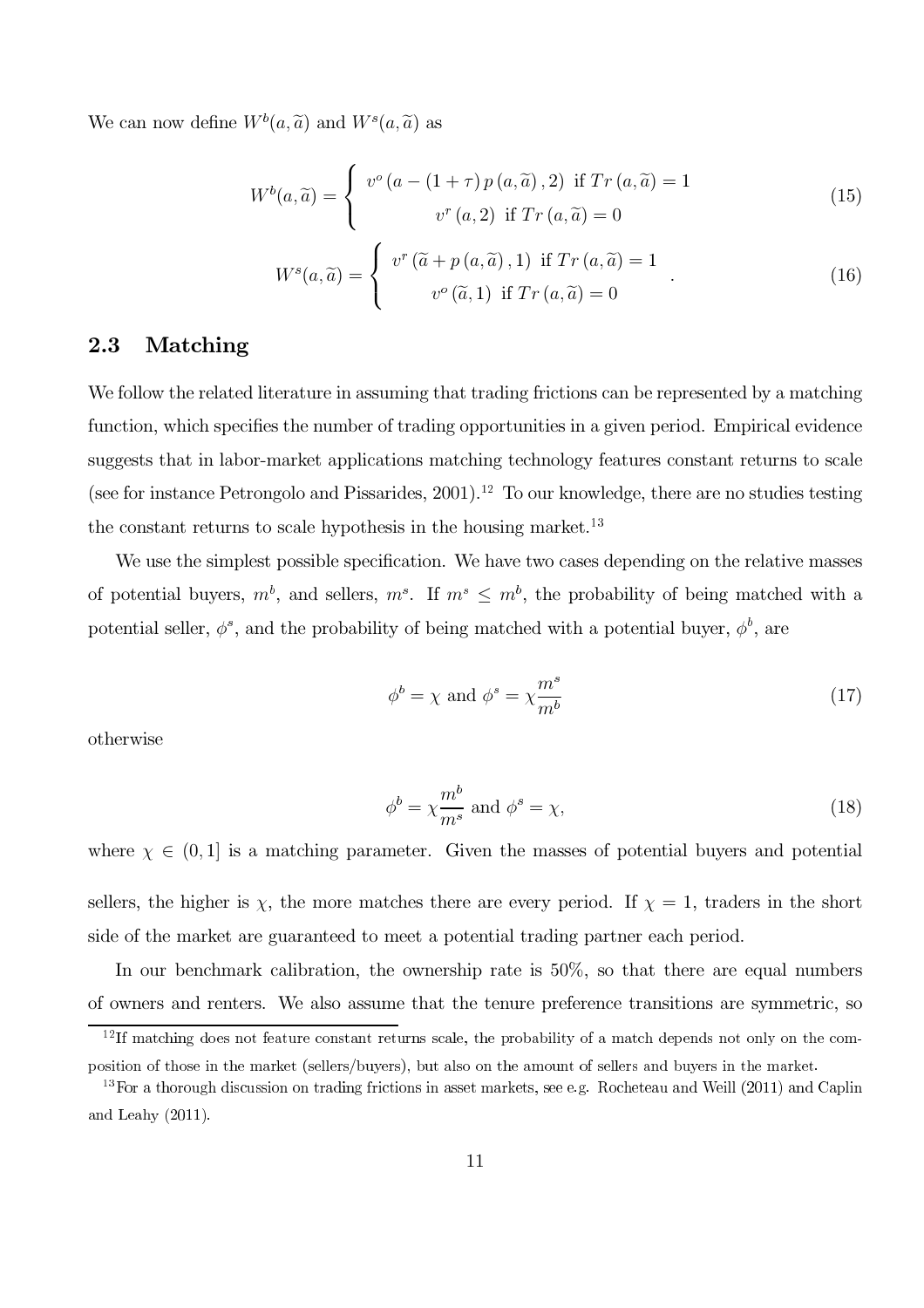We can now define $W^b(a, \widetilde{a})$ and $W^s(a, \widetilde{a})$ as

$$W^b(a, \widetilde{a}) = \begin{cases} v^o\left(a - (1+\tau)\, p\left(a, \widetilde{a}\right), 2\right) \text{ if } Tr\left(a, \widetilde{a}\right) = 1 \\ v^r\left(a, 2\right) \text{ if } Tr\left(a, \widetilde{a}\right) = 0 \end{cases} \tag{15}$$

$$W^s(a, \widetilde{a}) = \begin{cases} v^r\left(\widetilde{a} + p\left(a, \widetilde{a}\right), 1\right) \text{ if } Tr\left(a, \widetilde{a}\right) = 1 \\ v^o\left(\widetilde{a}, 1\right) \text{ if } Tr\left(a, \widetilde{a}\right) = 0 \end{cases}. \tag{16}$$

## 2.3 Matching

We follow the related literature in assuming that trading frictions can be represented by a matching function, which specifies the number of trading opportunities in a given period. Empirical evidence suggests that in labor-market applications matching technology features constant returns to scale (see for instance Petrongolo and Pissarides, 2001).[12] To our knowledge, there are no studies testing the constant returns to scale hypothesis in the housing market.[13]

We use the simplest possible specification. We have two cases depending on the relative masses of potential buyers, $m^b$, and sellers, $m^s$. If $m^s \leq m^b$, the probability of being matched with a potential seller, $\phi^s$, and the probability of being matched with a potential buyer, $\phi^b$, are

$$\phi^b = \chi \text{ and } \phi^s = \chi \frac{m^s}{m^b} \tag{17}$$

otherwise

$$\phi^b = \chi \frac{m^b}{m^s} \text{ and } \phi^s = \chi, \tag{18}$$

where $\chi \in (0, 1]$ is a matching parameter. Given the masses of potential buyers and potential sellers, the higher is $\chi$, the more matches there are every period. If $\chi = 1$, traders in the short side of the market are guaranteed to meet a potential trading partner each period.

In our benchmark calibration, the ownership rate is 50%, so that there are equal numbers of owners and renters. We also assume that the tenure preference transitions are symmetric, so

[12] If matching does not feature constant returns scale, the probability of a match depends not only on the composition of those in the market (sellers/buyers), but also on the amount of sellers and buyers in the market.

[13] For a thorough discussion on trading frictions in asset markets, see e.g. Rocheteau and Weill (2011) and Caplin and Leahy (2011).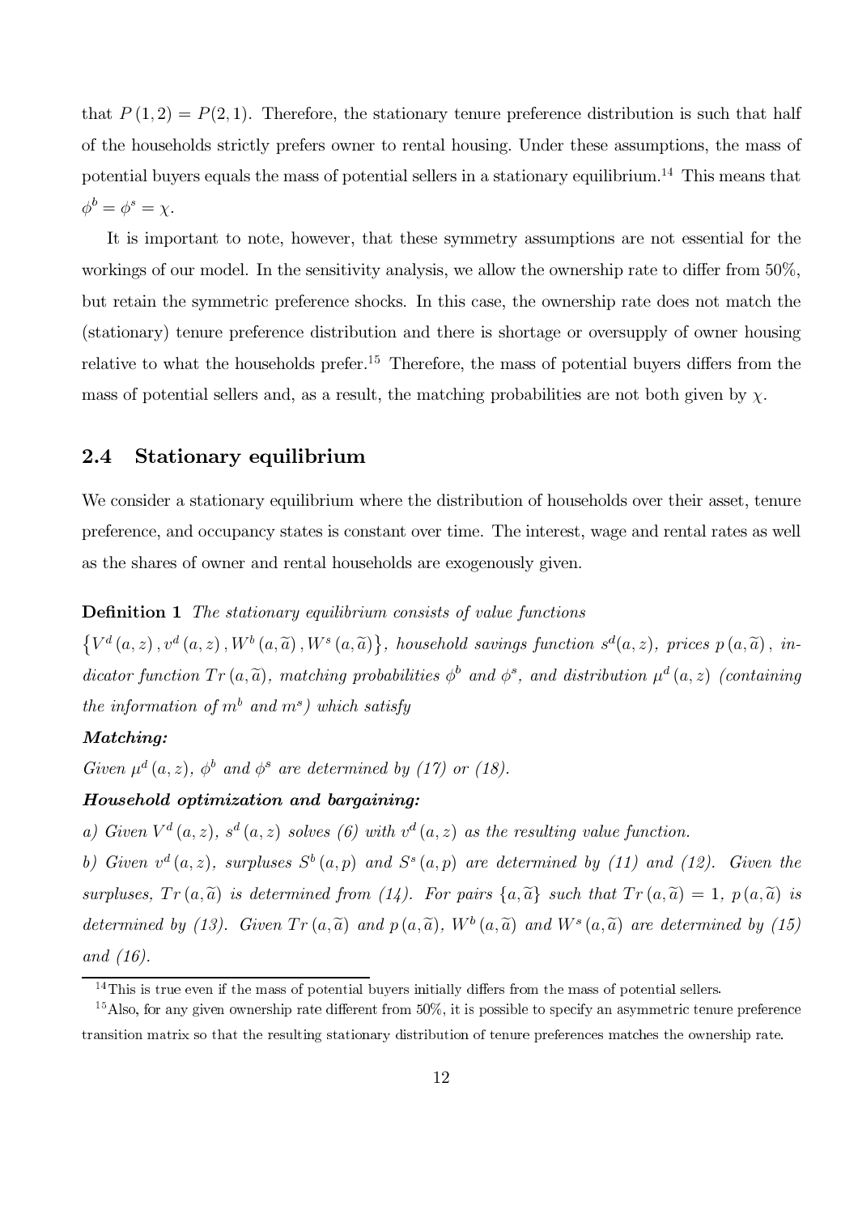that $P(1,2) = P(2,1)$. Therefore, the stationary tenure preference distribution is such that half of the households strictly prefers owner to rental housing. Under these assumptions, the mass of potential buyers equals the mass of potential sellers in a stationary equilibrium.[14] This means that $\phi^b = \phi^s = \chi$.

It is important to note, however, that these symmetry assumptions are not essential for the workings of our model. In the sensitivity analysis, we allow the ownership rate to differ from 50%, but retain the symmetric preference shocks. In this case, the ownership rate does not match the (stationary) tenure preference distribution and there is shortage or oversupply of owner housing relative to what the households prefer.[15] Therefore, the mass of potential buyers differs from the mass of potential sellers and, as a result, the matching probabilities are not both given by $\chi$.

## 2.4 Stationary equilibrium

We consider a stationary equilibrium where the distribution of households over their asset, tenure preference, and occupancy states is constant over time. The interest, wage and rental rates as well as the shares of owner and rental households are exogenously given.

**Definition 1** *The stationary equilibrium consists of value functions* $\{V^d(a,z), v^d(a,z), W^b(a,\widetilde{a}), W^s(a,\widetilde{a})\}$*, household savings function* $s^d(a,z)$*, prices* $p(a,\widetilde{a})$*, indicator function* $Tr(a,\widetilde{a})$*, matching probabilities* $\phi^b$ *and* $\phi^s$*, and distribution* $\mu^d(a,z)$ *(containing the information of* $m^b$ *and* $m^s$*) which satisfy*

***Matching:***

*Given* $\mu^d(a,z)$*,* $\phi^b$ *and* $\phi^s$ *are determined by (17) or (18).*

***Household optimization and bargaining:***

*a) Given* $V^d(a,z)$*,* $s^d(a,z)$ *solves (6) with* $v^d(a,z)$ *as the resulting value function.*

*b) Given* $v^d(a,z)$*, surpluses* $S^b(a,p)$ *and* $S^s(a,p)$ *are determined by (11) and (12). Given the surpluses,* $Tr(a,\widetilde{a})$ *is determined from (14). For pairs* $\{a,\widetilde{a}\}$ *such that* $Tr(a,\widetilde{a}) = 1$*,* $p(a,\widetilde{a})$ *is determined by (13). Given* $Tr(a,\widetilde{a})$ *and* $p(a,\widetilde{a})$*,* $W^b(a,\widetilde{a})$ *and* $W^s(a,\widetilde{a})$ *are determined by (15) and (16).*

---

[14] This is true even if the mass of potential buyers initially differs from the mass of potential sellers.

[15] Also, for any given ownership rate different from 50%, it is possible to specify an asymmetric tenure preference transition matrix so that the resulting stationary distribution of tenure preferences matches the ownership rate.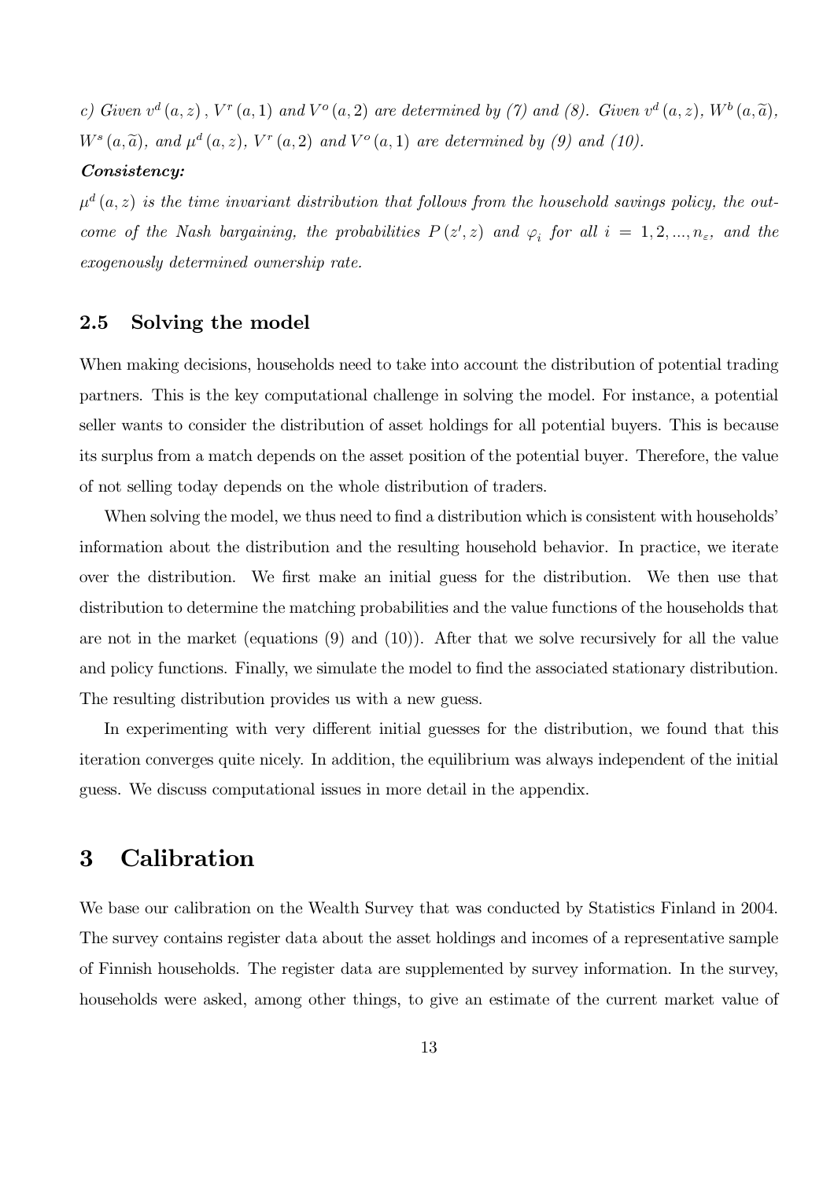*c) Given $v^d(a,z)$, $V^r(a,1)$ and $V^o(a,2)$ are determined by (7) and (8). Given $v^d(a,z)$, $W^b(a,\widetilde{a})$, $W^s(a,\widetilde{a})$, and $\mu^d(a,z)$, $V^r(a,2)$ and $V^o(a,1)$ are determined by (9) and (10).*

***Consistency:***

*$\mu^d(a,z)$ is the time invariant distribution that follows from the household savings policy, the outcome of the Nash bargaining, the probabilities $P(z',z)$ and $\varphi_i$ for all $i = 1, 2, ..., n_\varepsilon$, and the exogenously determined ownership rate.*

### 2.5 Solving the model

When making decisions, households need to take into account the distribution of potential trading partners. This is the key computational challenge in solving the model. For instance, a potential seller wants to consider the distribution of asset holdings for all potential buyers. This is because its surplus from a match depends on the asset position of the potential buyer. Therefore, the value of not selling today depends on the whole distribution of traders.

When solving the model, we thus need to find a distribution which is consistent with households' information about the distribution and the resulting household behavior. In practice, we iterate over the distribution. We first make an initial guess for the distribution. We then use that distribution to determine the matching probabilities and the value functions of the households that are not in the market (equations (9) and (10)). After that we solve recursively for all the value and policy functions. Finally, we simulate the model to find the associated stationary distribution. The resulting distribution provides us with a new guess.

In experimenting with very different initial guesses for the distribution, we found that this iteration converges quite nicely. In addition, the equilibrium was always independent of the initial guess. We discuss computational issues in more detail in the appendix.

## 3 Calibration

We base our calibration on the Wealth Survey that was conducted by Statistics Finland in 2004. The survey contains register data about the asset holdings and incomes of a representative sample of Finnish households. The register data are supplemented by survey information. In the survey, households were asked, among other things, to give an estimate of the current market value of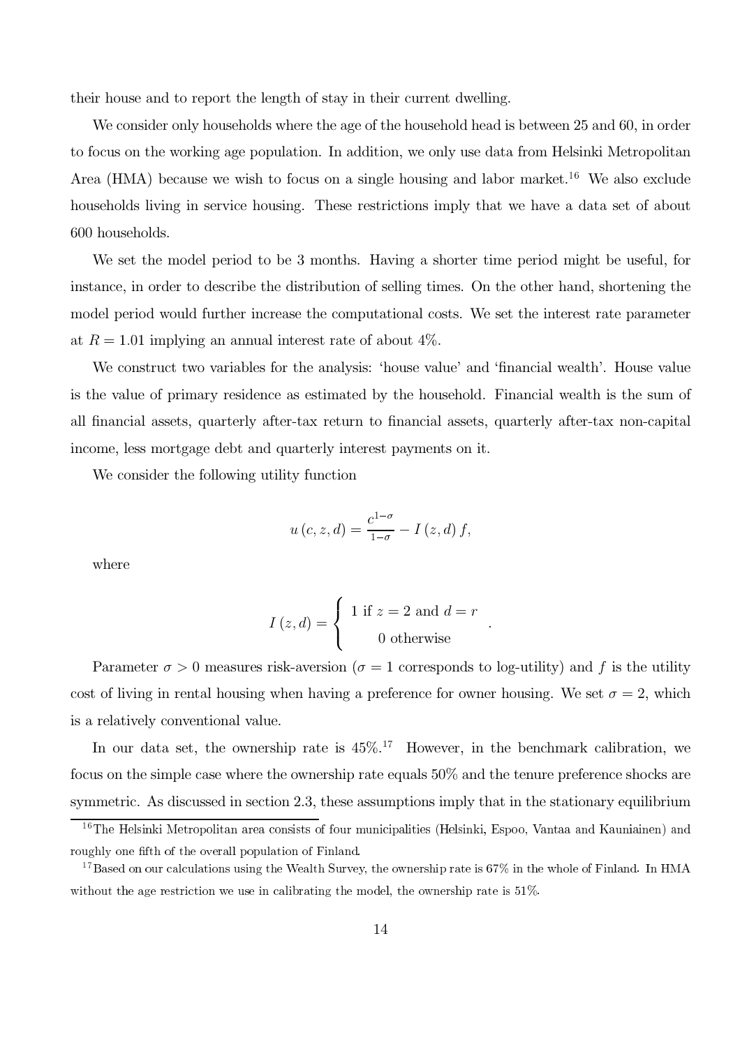their house and to report the length of stay in their current dwelling.

We consider only households where the age of the household head is between 25 and 60, in order to focus on the working age population. In addition, we only use data from Helsinki Metropolitan Area (HMA) because we wish to focus on a single housing and labor market.[16] We also exclude households living in service housing. These restrictions imply that we have a data set of about 600 households.

We set the model period to be 3 months. Having a shorter time period might be useful, for instance, in order to describe the distribution of selling times. On the other hand, shortening the model period would further increase the computational costs. We set the interest rate parameter at $R = 1.01$ implying an annual interest rate of about 4%.

We construct two variables for the analysis: 'house value' and 'financial wealth'. House value is the value of primary residence as estimated by the household. Financial wealth is the sum of all financial assets, quarterly after-tax return to financial assets, quarterly after-tax non-capital income, less mortgage debt and quarterly interest payments on it.

We consider the following utility function

$$u(c, z, d) = \frac{c^{1-\sigma}}{1-\sigma} - I(z, d) f,$$

where

$$I(z, d) = \begin{cases} 1 \text{ if } z = 2 \text{ and } d = r \\ 0 \text{ otherwise} \end{cases}.$$

Parameter $\sigma > 0$ measures risk-aversion ($\sigma = 1$ corresponds to log-utility) and $f$ is the utility cost of living in rental housing when having a preference for owner housing. We set $\sigma = 2$, which is a relatively conventional value.

In our data set, the ownership rate is 45%.[17] However, in the benchmark calibration, we focus on the simple case where the ownership rate equals 50% and the tenure preference shocks are symmetric. As discussed in section 2.3, these assumptions imply that in the stationary equilibrium

[16] The Helsinki Metropolitan area consists of four municipalities (Helsinki, Espoo, Vantaa and Kauniainen) and roughly one fifth of the overall population of Finland.

[17] Based on our calculations using the Wealth Survey, the ownership rate is 67% in the whole of Finland. In HMA without the age restriction we use in calibrating the model, the ownership rate is 51%.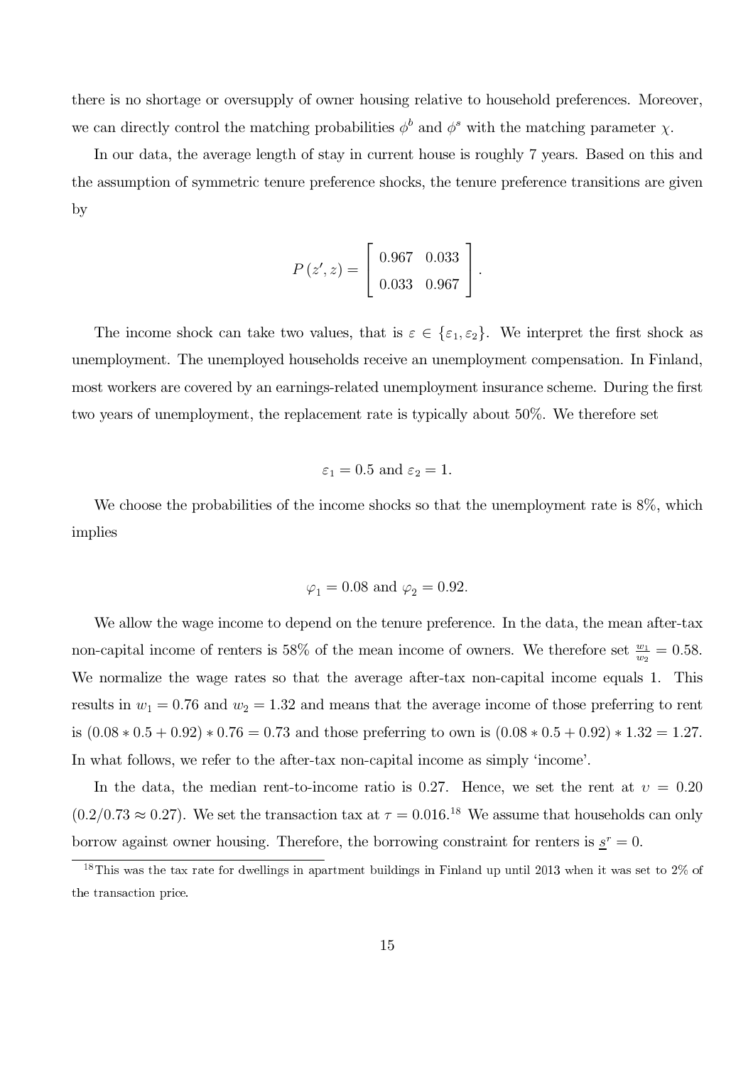there is no shortage or oversupply of owner housing relative to household preferences. Moreover, we can directly control the matching probabilities $\phi^b$ and $\phi^s$ with the matching parameter $\chi$.

In our data, the average length of stay in current house is roughly 7 years. Based on this and the assumption of symmetric tenure preference shocks, the tenure preference transitions are given by

$$P(z', z) = \begin{bmatrix} 0.967 & 0.033 \\ 0.033 & 0.967 \end{bmatrix}.$$

The income shock can take two values, that is $\varepsilon \in \{\varepsilon_1, \varepsilon_2\}$. We interpret the first shock as unemployment. The unemployed households receive an unemployment compensation. In Finland, most workers are covered by an earnings-related unemployment insurance scheme. During the first two years of unemployment, the replacement rate is typically about 50%. We therefore set

$$\varepsilon_1 = 0.5 \text{ and } \varepsilon_2 = 1.$$

We choose the probabilities of the income shocks so that the unemployment rate is 8%, which implies

$$\varphi_1 = 0.08 \text{ and } \varphi_2 = 0.92.$$

We allow the wage income to depend on the tenure preference. In the data, the mean after-tax non-capital income of renters is 58% of the mean income of owners. We therefore set $\frac{w_1}{w_2} = 0.58$. We normalize the wage rates so that the average after-tax non-capital income equals 1. This results in $w_1 = 0.76$ and $w_2 = 1.32$ and means that the average income of those preferring to rent is $(0.08 * 0.5 + 0.92) * 0.76 = 0.73$ and those preferring to own is $(0.08 * 0.5 + 0.92) * 1.32 = 1.27$. In what follows, we refer to the after-tax non-capital income as simply 'income'.

In the data, the median rent-to-income ratio is 0.27. Hence, we set the rent at $\upsilon = 0.20$ $(0.2/0.73 \approx 0.27)$. We set the transaction tax at $\tau = 0.016$.[18] We assume that households can only borrow against owner housing. Therefore, the borrowing constraint for renters is $\underline{s}^r = 0$.

[18] This was the tax rate for dwellings in apartment buildings in Finland up until 2013 when it was set to 2% of the transaction price.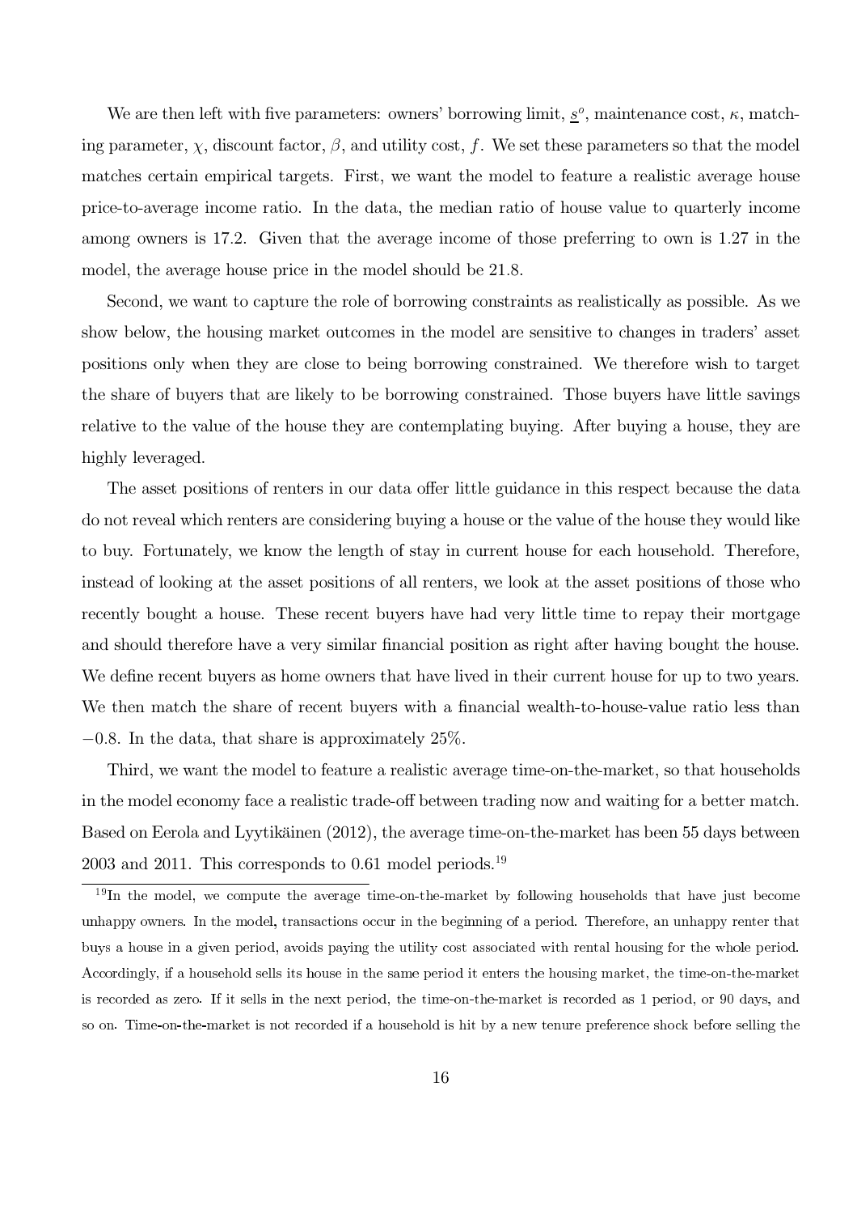We are then left with five parameters: owners' borrowing limit, $\underline{s}^o$, maintenance cost, $\kappa$, matching parameter, $\chi$, discount factor, $\beta$, and utility cost, $f$. We set these parameters so that the model matches certain empirical targets. First, we want the model to feature a realistic average house price-to-average income ratio. In the data, the median ratio of house value to quarterly income among owners is 17.2. Given that the average income of those preferring to own is 1.27 in the model, the average house price in the model should be 21.8.

Second, we want to capture the role of borrowing constraints as realistically as possible. As we show below, the housing market outcomes in the model are sensitive to changes in traders' asset positions only when they are close to being borrowing constrained. We therefore wish to target the share of buyers that are likely to be borrowing constrained. Those buyers have little savings relative to the value of the house they are contemplating buying. After buying a house, they are highly leveraged.

The asset positions of renters in our data offer little guidance in this respect because the data do not reveal which renters are considering buying a house or the value of the house they would like to buy. Fortunately, we know the length of stay in current house for each household. Therefore, instead of looking at the asset positions of all renters, we look at the asset positions of those who recently bought a house. These recent buyers have had very little time to repay their mortgage and should therefore have a very similar financial position as right after having bought the house. We define recent buyers as home owners that have lived in their current house for up to two years. We then match the share of recent buyers with a financial wealth-to-house-value ratio less than $-0.8$. In the data, that share is approximately 25%.

Third, we want the model to feature a realistic average time-on-the-market, so that households in the model economy face a realistic trade-off between trading now and waiting for a better match. Based on Eerola and Lyytikäinen (2012), the average time-on-the-market has been 55 days between 2003 and 2011. This corresponds to 0.61 model periods.[19]

[19] In the model, we compute the average time-on-the-market by following households that have just become unhappy owners. In the model, transactions occur in the beginning of a period. Therefore, an unhappy renter that buys a house in a given period, avoids paying the utility cost associated with rental housing for the whole period. Accordingly, if a household sells its house in the same period it enters the housing market, the time-on-the-market is recorded as zero. If it sells in the next period, the time-on-the-market is recorded as 1 period, or 90 days, and so on. Time-on-the-market is not recorded if a household is hit by a new tenure preference shock before selling the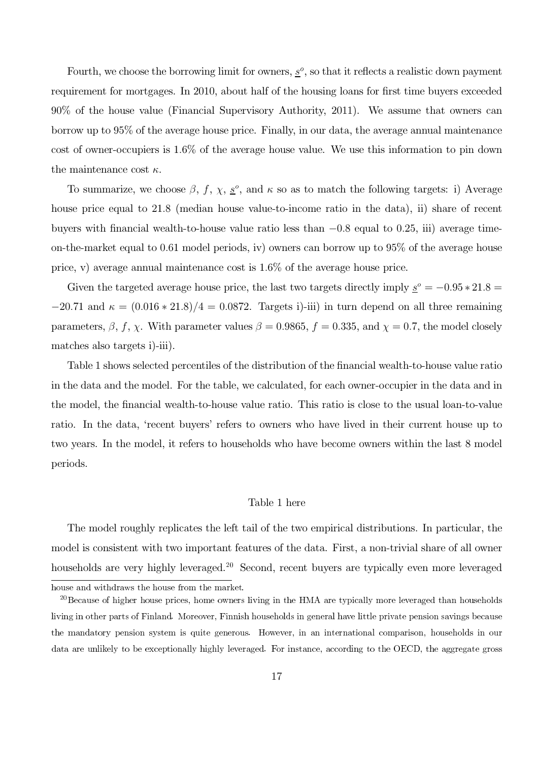Fourth, we choose the borrowing limit for owners, $\underline{s}^o$, so that it reflects a realistic down payment requirement for mortgages. In 2010, about half of the housing loans for first time buyers exceeded 90% of the house value (Financial Supervisory Authority, 2011). We assume that owners can borrow up to 95% of the average house price. Finally, in our data, the average annual maintenance cost of owner-occupiers is 1.6% of the average house value. We use this information to pin down the maintenance cost $\kappa$.

To summarize, we choose $\beta$, $f$, $\chi$, $\underline{s}^o$, and $\kappa$ so as to match the following targets: i) Average house price equal to 21.8 (median house value-to-income ratio in the data), ii) share of recent buyers with financial wealth-to-house value ratio less than $-0.8$ equal to 0.25, iii) average time-on-the-market equal to 0.61 model periods, iv) owners can borrow up to 95% of the average house price, v) average annual maintenance cost is 1.6% of the average house price.

Given the targeted average house price, the last two targets directly imply $\underline{s}^o = -0.95 * 21.8 = -20.71$ and $\kappa = (0.016 * 21.8)/4 = 0.0872$. Targets i)-iii) in turn depend on all three remaining parameters, $\beta$, $f$, $\chi$. With parameter values $\beta = 0.9865$, $f = 0.335$, and $\chi = 0.7$, the model closely matches also targets i)-iii).

Table 1 shows selected percentiles of the distribution of the financial wealth-to-house value ratio in the data and the model. For the table, we calculated, for each owner-occupier in the data and in the model, the financial wealth-to-house value ratio. This ratio is close to the usual loan-to-value ratio. In the data, 'recent buyers' refers to owners who have lived in their current house up to two years. In the model, it refers to households who have become owners within the last 8 model periods.

Table 1 here

The model roughly replicates the left tail of the two empirical distributions. In particular, the model is consistent with two important features of the data. First, a non-trivial share of all owner households are very highly leveraged.[20] Second, recent buyers are typically even more leveraged

house and withdraws the house from the market.

[20] Because of higher house prices, home owners living in the HMA are typically more leveraged than households living in other parts of Finland. Moreover, Finnish households in general have little private pension savings because the mandatory pension system is quite generous. However, in an international comparison, households in our data are unlikely to be exceptionally highly leveraged. For instance, according to the OECD, the aggregate gross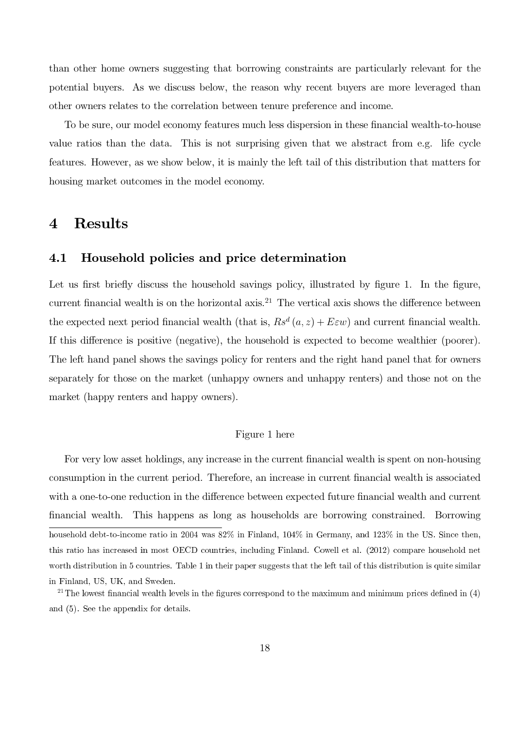than other home owners suggesting that borrowing constraints are particularly relevant for the potential buyers. As we discuss below, the reason why recent buyers are more leveraged than other owners relates to the correlation between tenure preference and income.

To be sure, our model economy features much less dispersion in these financial wealth-to-house value ratios than the data. This is not surprising given that we abstract from e.g. life cycle features. However, as we show below, it is mainly the left tail of this distribution that matters for housing market outcomes in the model economy.

# 4 Results

## 4.1 Household policies and price determination

Let us first briefly discuss the household savings policy, illustrated by figure 1. In the figure, current financial wealth is on the horizontal axis.[21] The vertical axis shows the difference between the expected next period financial wealth (that is, $Rs^d(a, z) + E\varepsilon w$) and current financial wealth. If this difference is positive (negative), the household is expected to become wealthier (poorer). The left hand panel shows the savings policy for renters and the right hand panel that for owners separately for those on the market (unhappy owners and unhappy renters) and those not on the market (happy renters and happy owners).

Figure 1 here

For very low asset holdings, any increase in the current financial wealth is spent on non-housing consumption in the current period. Therefore, an increase in current financial wealth is associated with a one-to-one reduction in the difference between expected future financial wealth and current financial wealth. This happens as long as households are borrowing constrained. Borrowing

household debt-to-income ratio in 2004 was 82% in Finland, 104% in Germany, and 123% in the US. Since then, this ratio has increased in most OECD countries, including Finland. Cowell et al. (2012) compare household net worth distribution in 5 countries. Table 1 in their paper suggests that the left tail of this distribution is quite similar in Finland, US, UK, and Sweden.

[21] The lowest financial wealth levels in the figures correspond to the maximum and minimum prices defined in (4) and (5). See the appendix for details.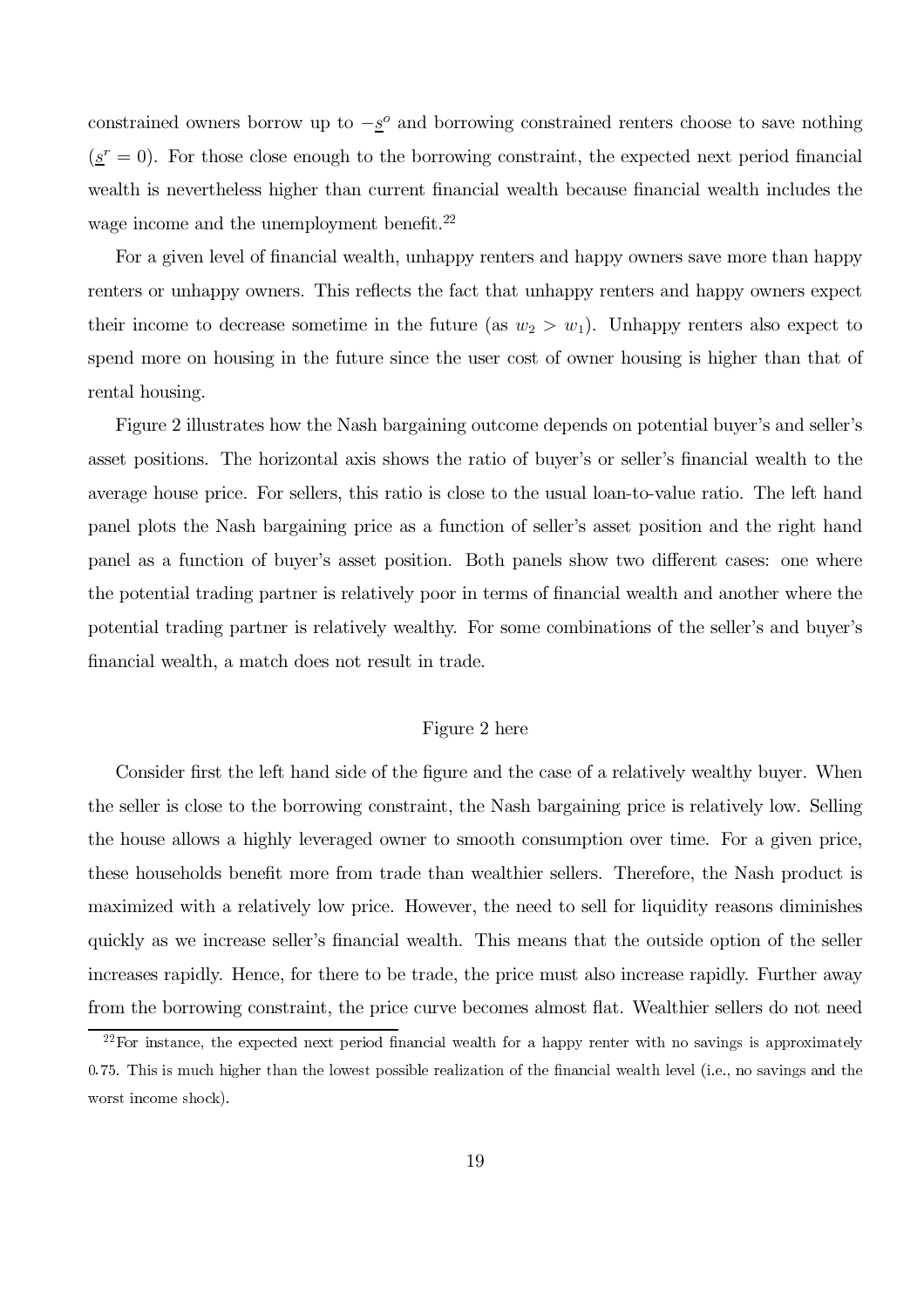constrained owners borrow up to $-\underline{s}^o$ and borrowing constrained renters choose to save nothing ($\underline{s}^r = 0$). For those close enough to the borrowing constraint, the expected next period financial wealth is nevertheless higher than current financial wealth because financial wealth includes the wage income and the unemployment benefit.[22]

For a given level of financial wealth, unhappy renters and happy owners save more than happy renters or unhappy owners. This reflects the fact that unhappy renters and happy owners expect their income to decrease sometime in the future (as $w_2 > w_1$). Unhappy renters also expect to spend more on housing in the future since the user cost of owner housing is higher than that of rental housing.

Figure 2 illustrates how the Nash bargaining outcome depends on potential buyer's and seller's asset positions. The horizontal axis shows the ratio of buyer's or seller's financial wealth to the average house price. For sellers, this ratio is close to the usual loan-to-value ratio. The left hand panel plots the Nash bargaining price as a function of seller's asset position and the right hand panel as a function of buyer's asset position. Both panels show two different cases: one where the potential trading partner is relatively poor in terms of financial wealth and another where the potential trading partner is relatively wealthy. For some combinations of the seller's and buyer's financial wealth, a match does not result in trade.

Figure 2 here

Consider first the left hand side of the figure and the case of a relatively wealthy buyer. When the seller is close to the borrowing constraint, the Nash bargaining price is relatively low. Selling the house allows a highly leveraged owner to smooth consumption over time. For a given price, these households benefit more from trade than wealthier sellers. Therefore, the Nash product is maximized with a relatively low price. However, the need to sell for liquidity reasons diminishes quickly as we increase seller's financial wealth. This means that the outside option of the seller increases rapidly. Hence, for there to be trade, the price must also increase rapidly. Further away from the borrowing constraint, the price curve becomes almost flat. Wealthier sellers do not need

[22] For instance, the expected next period financial wealth for a happy renter with no savings is approximately 0.75. This is much higher than the lowest possible realization of the financial wealth level (i.e., no savings and the worst income shock).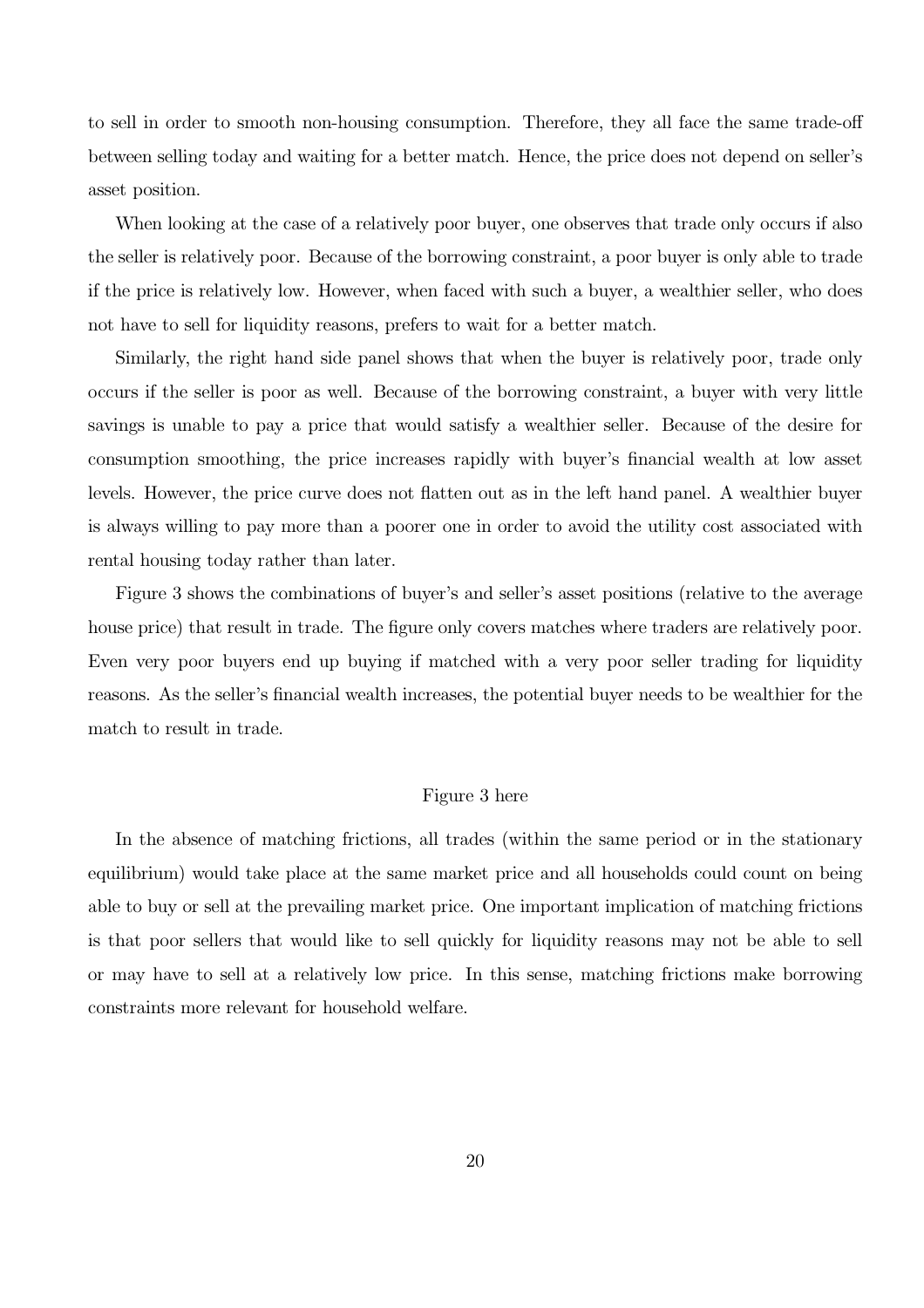to sell in order to smooth non-housing consumption. Therefore, they all face the same trade-off between selling today and waiting for a better match. Hence, the price does not depend on seller's asset position.

When looking at the case of a relatively poor buyer, one observes that trade only occurs if also the seller is relatively poor. Because of the borrowing constraint, a poor buyer is only able to trade if the price is relatively low. However, when faced with such a buyer, a wealthier seller, who does not have to sell for liquidity reasons, prefers to wait for a better match.

Similarly, the right hand side panel shows that when the buyer is relatively poor, trade only occurs if the seller is poor as well. Because of the borrowing constraint, a buyer with very little savings is unable to pay a price that would satisfy a wealthier seller. Because of the desire for consumption smoothing, the price increases rapidly with buyer's financial wealth at low asset levels. However, the price curve does not flatten out as in the left hand panel. A wealthier buyer is always willing to pay more than a poorer one in order to avoid the utility cost associated with rental housing today rather than later.

Figure 3 shows the combinations of buyer's and seller's asset positions (relative to the average house price) that result in trade. The figure only covers matches where traders are relatively poor. Even very poor buyers end up buying if matched with a very poor seller trading for liquidity reasons. As the seller's financial wealth increases, the potential buyer needs to be wealthier for the match to result in trade.

Figure 3 here

In the absence of matching frictions, all trades (within the same period or in the stationary equilibrium) would take place at the same market price and all households could count on being able to buy or sell at the prevailing market price. One important implication of matching frictions is that poor sellers that would like to sell quickly for liquidity reasons may not be able to sell or may have to sell at a relatively low price. In this sense, matching frictions make borrowing constraints more relevant for household welfare.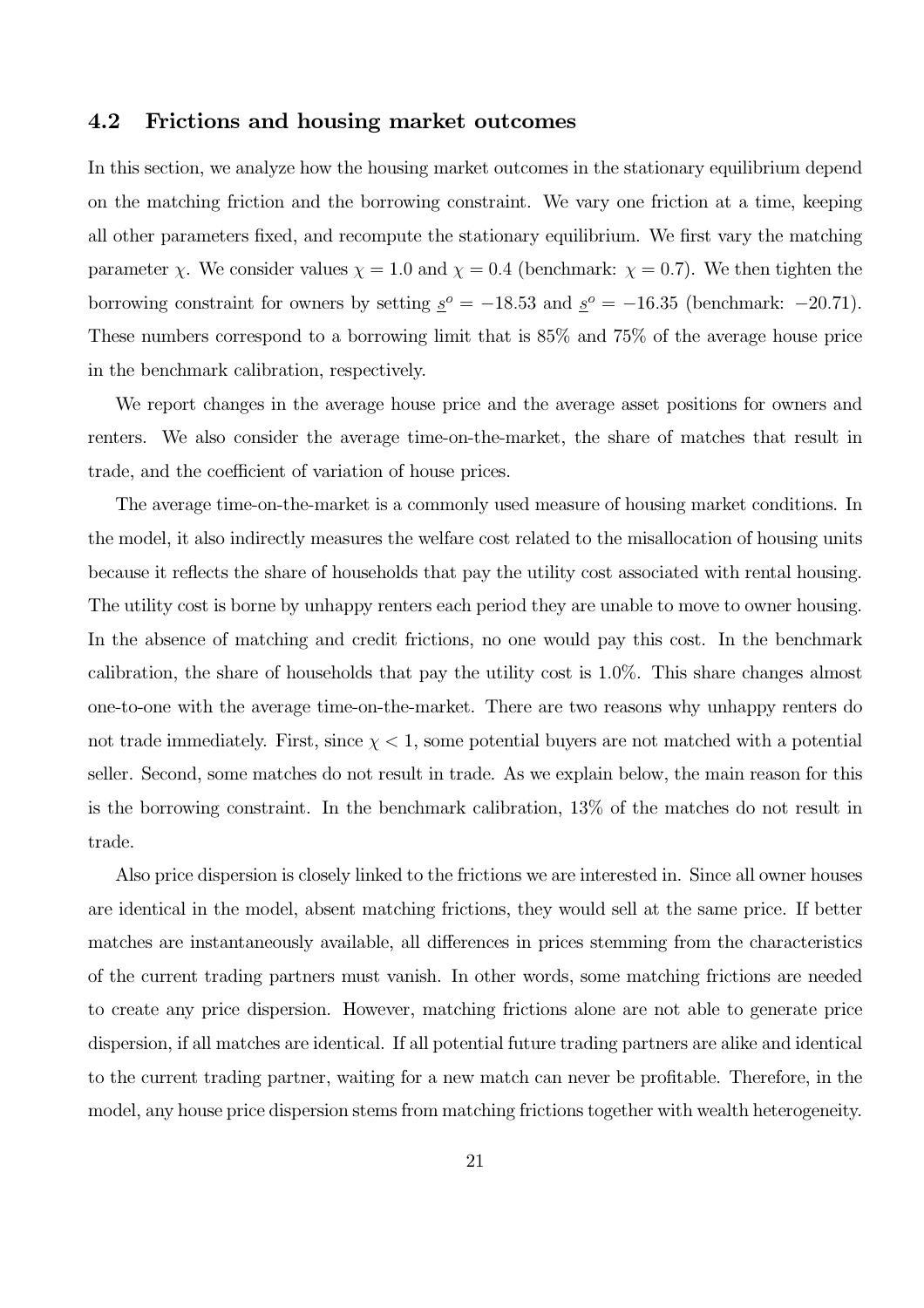## 4.2 Frictions and housing market outcomes

In this section, we analyze how the housing market outcomes in the stationary equilibrium depend on the matching friction and the borrowing constraint. We vary one friction at a time, keeping all other parameters fixed, and recompute the stationary equilibrium. We first vary the matching parameter $\chi$. We consider values $\chi = 1.0$ and $\chi = 0.4$ (benchmark: $\chi = 0.7$). We then tighten the borrowing constraint for owners by setting $\underline{s}^o = -18.53$ and $\underline{s}^o = -16.35$ (benchmark: $-20.71$). These numbers correspond to a borrowing limit that is 85% and 75% of the average house price in the benchmark calibration, respectively.

We report changes in the average house price and the average asset positions for owners and renters. We also consider the average time-on-the-market, the share of matches that result in trade, and the coefficient of variation of house prices.

The average time-on-the-market is a commonly used measure of housing market conditions. In the model, it also indirectly measures the welfare cost related to the misallocation of housing units because it reflects the share of households that pay the utility cost associated with rental housing. The utility cost is borne by unhappy renters each period they are unable to move to owner housing. In the absence of matching and credit frictions, no one would pay this cost. In the benchmark calibration, the share of households that pay the utility cost is 1.0%. This share changes almost one-to-one with the average time-on-the-market. There are two reasons why unhappy renters do not trade immediately. First, since $\chi < 1$, some potential buyers are not matched with a potential seller. Second, some matches do not result in trade. As we explain below, the main reason for this is the borrowing constraint. In the benchmark calibration, 13% of the matches do not result in trade.

Also price dispersion is closely linked to the frictions we are interested in. Since all owner houses are identical in the model, absent matching frictions, they would sell at the same price. If better matches are instantaneously available, all differences in prices stemming from the characteristics of the current trading partners must vanish. In other words, some matching frictions are needed to create any price dispersion. However, matching frictions alone are not able to generate price dispersion, if all matches are identical. If all potential future trading partners are alike and identical to the current trading partner, waiting for a new match can never be profitable. Therefore, in the model, any house price dispersion stems from matching frictions together with wealth heterogeneity.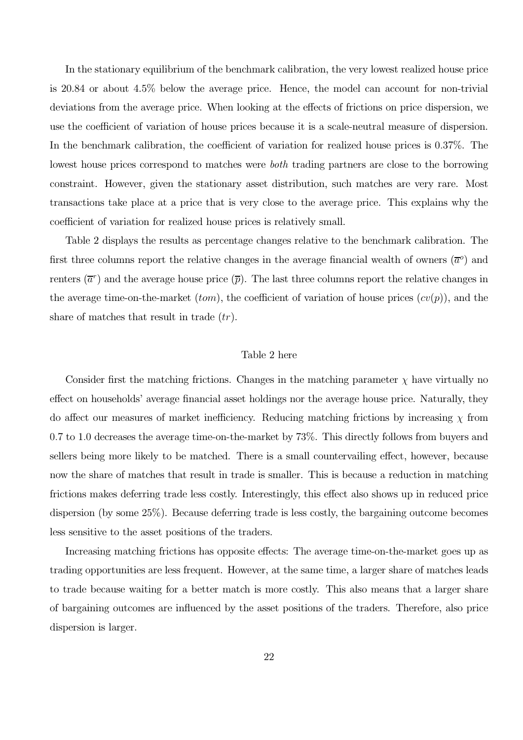In the stationary equilibrium of the benchmark calibration, the very lowest realized house price is 20.84 or about 4.5% below the average price. Hence, the model can account for non-trivial deviations from the average price. When looking at the effects of frictions on price dispersion, we use the coefficient of variation of house prices because it is a scale-neutral measure of dispersion. In the benchmark calibration, the coefficient of variation for realized house prices is 0.37%. The lowest house prices correspond to matches were *both* trading partners are close to the borrowing constraint. However, given the stationary asset distribution, such matches are very rare. Most transactions take place at a price that is very close to the average price. This explains why the coefficient of variation for realized house prices is relatively small.

Table 2 displays the results as percentage changes relative to the benchmark calibration. The first three columns report the relative changes in the average financial wealth of owners ($\overline{a}^o$) and renters ($\overline{a}^r$) and the average house price ($\overline{p}$). The last three columns report the relative changes in the average time-on-the-market ($tom$), the coefficient of variation of house prices ($cv(p)$), and the share of matches that result in trade ($tr$).

Table 2 here

Consider first the matching frictions. Changes in the matching parameter $\chi$ have virtually no effect on households' average financial asset holdings nor the average house price. Naturally, they do affect our measures of market inefficiency. Reducing matching frictions by increasing $\chi$ from 0.7 to 1.0 decreases the average time-on-the-market by 73%. This directly follows from buyers and sellers being more likely to be matched. There is a small countervailing effect, however, because now the share of matches that result in trade is smaller. This is because a reduction in matching frictions makes deferring trade less costly. Interestingly, this effect also shows up in reduced price dispersion (by some 25%). Because deferring trade is less costly, the bargaining outcome becomes less sensitive to the asset positions of the traders.

Increasing matching frictions has opposite effects: The average time-on-the-market goes up as trading opportunities are less frequent. However, at the same time, a larger share of matches leads to trade because waiting for a better match is more costly. This also means that a larger share of bargaining outcomes are influenced by the asset positions of the traders. Therefore, also price dispersion is larger.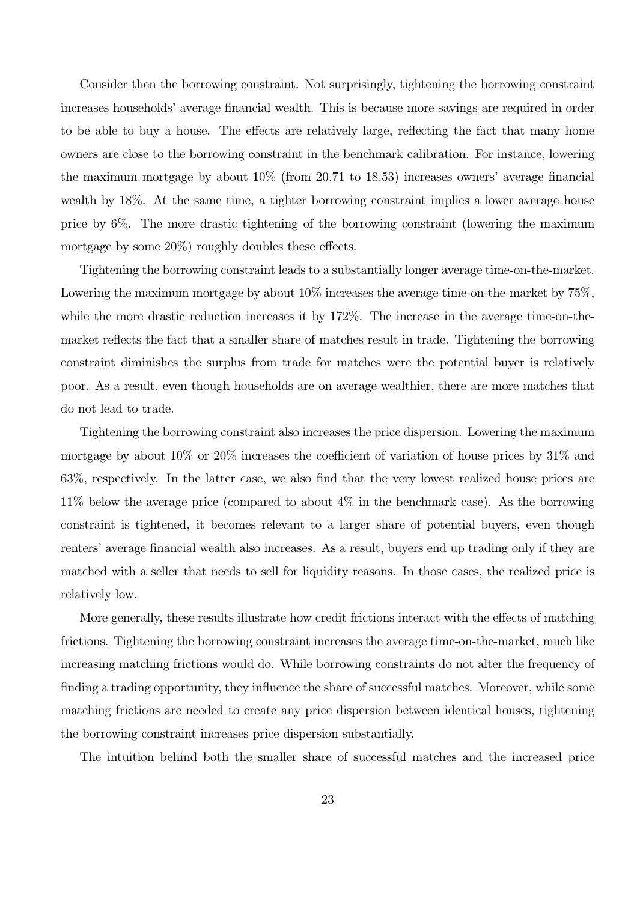Consider then the borrowing constraint. Not surprisingly, tightening the borrowing constraint increases households' average financial wealth. This is because more savings are required in order to be able to buy a house. The effects are relatively large, reflecting the fact that many home owners are close to the borrowing constraint in the benchmark calibration. For instance, lowering the maximum mortgage by about 10% (from 20.71 to 18.53) increases owners' average financial wealth by 18%. At the same time, a tighter borrowing constraint implies a lower average house price by 6%. The more drastic tightening of the borrowing constraint (lowering the maximum mortgage by some 20%) roughly doubles these effects.

Tightening the borrowing constraint leads to a substantially longer average time-on-the-market. Lowering the maximum mortgage by about 10% increases the average time-on-the-market by 75%, while the more drastic reduction increases it by 172%. The increase in the average time-on-the-market reflects the fact that a smaller share of matches result in trade. Tightening the borrowing constraint diminishes the surplus from trade for matches were the potential buyer is relatively poor. As a result, even though households are on average wealthier, there are more matches that do not lead to trade.

Tightening the borrowing constraint also increases the price dispersion. Lowering the maximum mortgage by about 10% or 20% increases the coefficient of variation of house prices by 31% and 63%, respectively. In the latter case, we also find that the very lowest realized house prices are 11% below the average price (compared to about 4% in the benchmark case). As the borrowing constraint is tightened, it becomes relevant to a larger share of potential buyers, even though renters' average financial wealth also increases. As a result, buyers end up trading only if they are matched with a seller that needs to sell for liquidity reasons. In those cases, the realized price is relatively low.

More generally, these results illustrate how credit frictions interact with the effects of matching frictions. Tightening the borrowing constraint increases the average time-on-the-market, much like increasing matching frictions would do. While borrowing constraints do not alter the frequency of finding a trading opportunity, they influence the share of successful matches. Moreover, while some matching frictions are needed to create any price dispersion between identical houses, tightening the borrowing constraint increases price dispersion substantially.

The intuition behind both the smaller share of successful matches and the increased price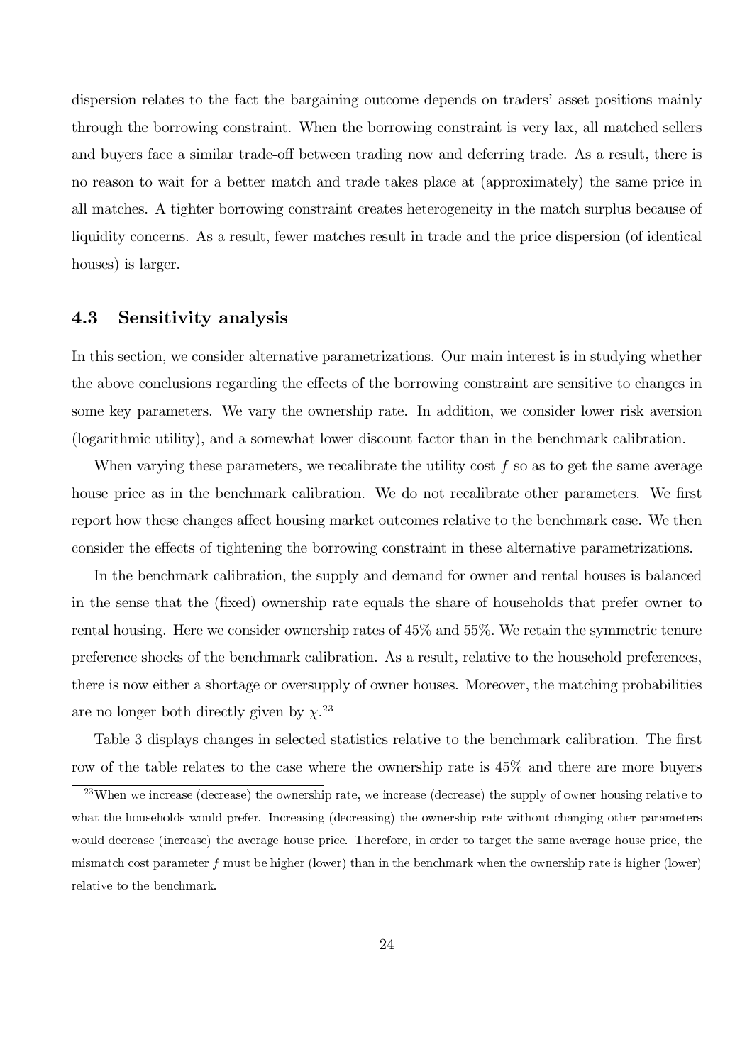dispersion relates to the fact the bargaining outcome depends on traders' asset positions mainly through the borrowing constraint. When the borrowing constraint is very lax, all matched sellers and buyers face a similar trade-off between trading now and deferring trade. As a result, there is no reason to wait for a better match and trade takes place at (approximately) the same price in all matches. A tighter borrowing constraint creates heterogeneity in the match surplus because of liquidity concerns. As a result, fewer matches result in trade and the price dispersion (of identical houses) is larger.

### 4.3 Sensitivity analysis

In this section, we consider alternative parametrizations. Our main interest is in studying whether the above conclusions regarding the effects of the borrowing constraint are sensitive to changes in some key parameters. We vary the ownership rate. In addition, we consider lower risk aversion (logarithmic utility), and a somewhat lower discount factor than in the benchmark calibration.

When varying these parameters, we recalibrate the utility cost $f$ so as to get the same average house price as in the benchmark calibration. We do not recalibrate other parameters. We first report how these changes affect housing market outcomes relative to the benchmark case. We then consider the effects of tightening the borrowing constraint in these alternative parametrizations.

In the benchmark calibration, the supply and demand for owner and rental houses is balanced in the sense that the (fixed) ownership rate equals the share of households that prefer owner to rental housing. Here we consider ownership rates of 45% and 55%. We retain the symmetric tenure preference shocks of the benchmark calibration. As a result, relative to the household preferences, there is now either a shortage or oversupply of owner houses. Moreover, the matching probabilities are no longer both directly given by $\chi$.[23]

Table 3 displays changes in selected statistics relative to the benchmark calibration. The first row of the table relates to the case where the ownership rate is 45% and there are more buyers

[23] When we increase (decrease) the ownership rate, we increase (decrease) the supply of owner housing relative to what the households would prefer. Increasing (decreasing) the ownership rate without changing other parameters would decrease (increase) the average house price. Therefore, in order to target the same average house price, the mismatch cost parameter $f$ must be higher (lower) than in the benchmark when the ownership rate is higher (lower) relative to the benchmark.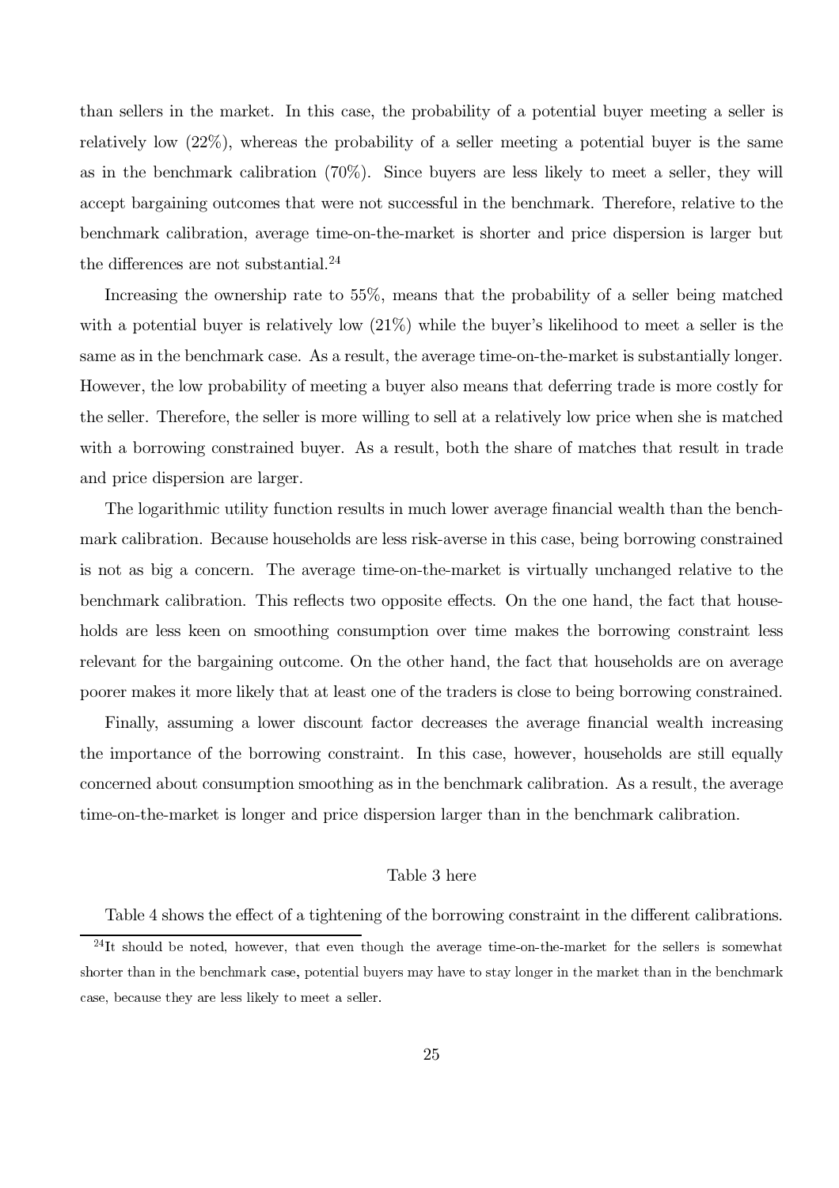than sellers in the market. In this case, the probability of a potential buyer meeting a seller is relatively low (22%), whereas the probability of a seller meeting a potential buyer is the same as in the benchmark calibration (70%). Since buyers are less likely to meet a seller, they will accept bargaining outcomes that were not successful in the benchmark. Therefore, relative to the benchmark calibration, average time-on-the-market is shorter and price dispersion is larger but the differences are not substantial.[24]

Increasing the ownership rate to 55%, means that the probability of a seller being matched with a potential buyer is relatively low (21%) while the buyer's likelihood to meet a seller is the same as in the benchmark case. As a result, the average time-on-the-market is substantially longer. However, the low probability of meeting a buyer also means that deferring trade is more costly for the seller. Therefore, the seller is more willing to sell at a relatively low price when she is matched with a borrowing constrained buyer. As a result, both the share of matches that result in trade and price dispersion are larger.

The logarithmic utility function results in much lower average financial wealth than the benchmark calibration. Because households are less risk-averse in this case, being borrowing constrained is not as big a concern. The average time-on-the-market is virtually unchanged relative to the benchmark calibration. This reflects two opposite effects. On the one hand, the fact that households are less keen on smoothing consumption over time makes the borrowing constraint less relevant for the bargaining outcome. On the other hand, the fact that households are on average poorer makes it more likely that at least one of the traders is close to being borrowing constrained.

Finally, assuming a lower discount factor decreases the average financial wealth increasing the importance of the borrowing constraint. In this case, however, households are still equally concerned about consumption smoothing as in the benchmark calibration. As a result, the average time-on-the-market is longer and price dispersion larger than in the benchmark calibration.

Table 3 here

Table 4 shows the effect of a tightening of the borrowing constraint in the different calibrations.

[24] It should be noted, however, that even though the average time-on-the-market for the sellers is somewhat shorter than in the benchmark case, potential buyers may have to stay longer in the market than in the benchmark case, because they are less likely to meet a seller.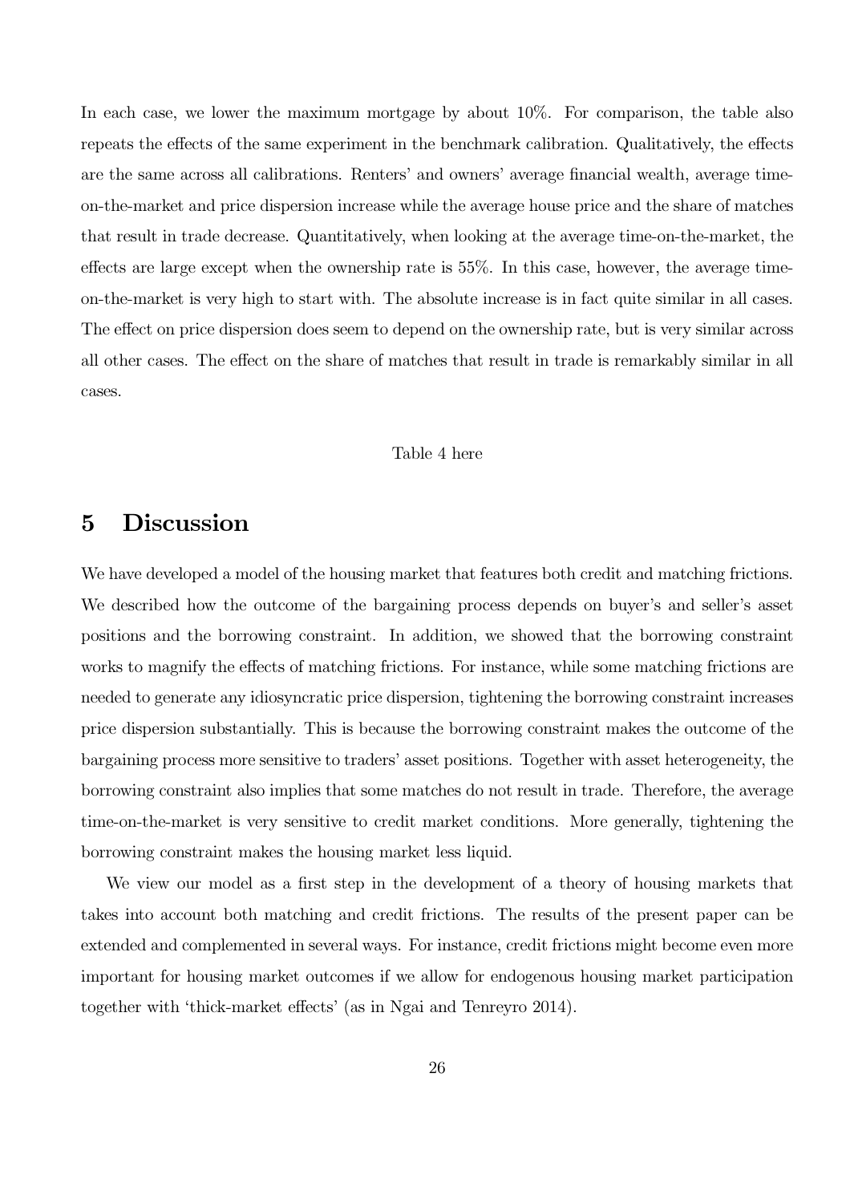In each case, we lower the maximum mortgage by about 10%. For comparison, the table also repeats the effects of the same experiment in the benchmark calibration. Qualitatively, the effects are the same across all calibrations. Renters' and owners' average financial wealth, average time-on-the-market and price dispersion increase while the average house price and the share of matches that result in trade decrease. Quantitatively, when looking at the average time-on-the-market, the effects are large except when the ownership rate is 55%. In this case, however, the average time-on-the-market is very high to start with. The absolute increase is in fact quite similar in all cases. The effect on price dispersion does seem to depend on the ownership rate, but is very similar across all other cases. The effect on the share of matches that result in trade is remarkably similar in all cases.

Table 4 here

# 5 Discussion

We have developed a model of the housing market that features both credit and matching frictions. We described how the outcome of the bargaining process depends on buyer's and seller's asset positions and the borrowing constraint. In addition, we showed that the borrowing constraint works to magnify the effects of matching frictions. For instance, while some matching frictions are needed to generate any idiosyncratic price dispersion, tightening the borrowing constraint increases price dispersion substantially. This is because the borrowing constraint makes the outcome of the bargaining process more sensitive to traders' asset positions. Together with asset heterogeneity, the borrowing constraint also implies that some matches do not result in trade. Therefore, the average time-on-the-market is very sensitive to credit market conditions. More generally, tightening the borrowing constraint makes the housing market less liquid.

We view our model as a first step in the development of a theory of housing markets that takes into account both matching and credit frictions. The results of the present paper can be extended and complemented in several ways. For instance, credit frictions might become even more important for housing market outcomes if we allow for endogenous housing market participation together with 'thick-market effects' (as in Ngai and Tenreyro 2014).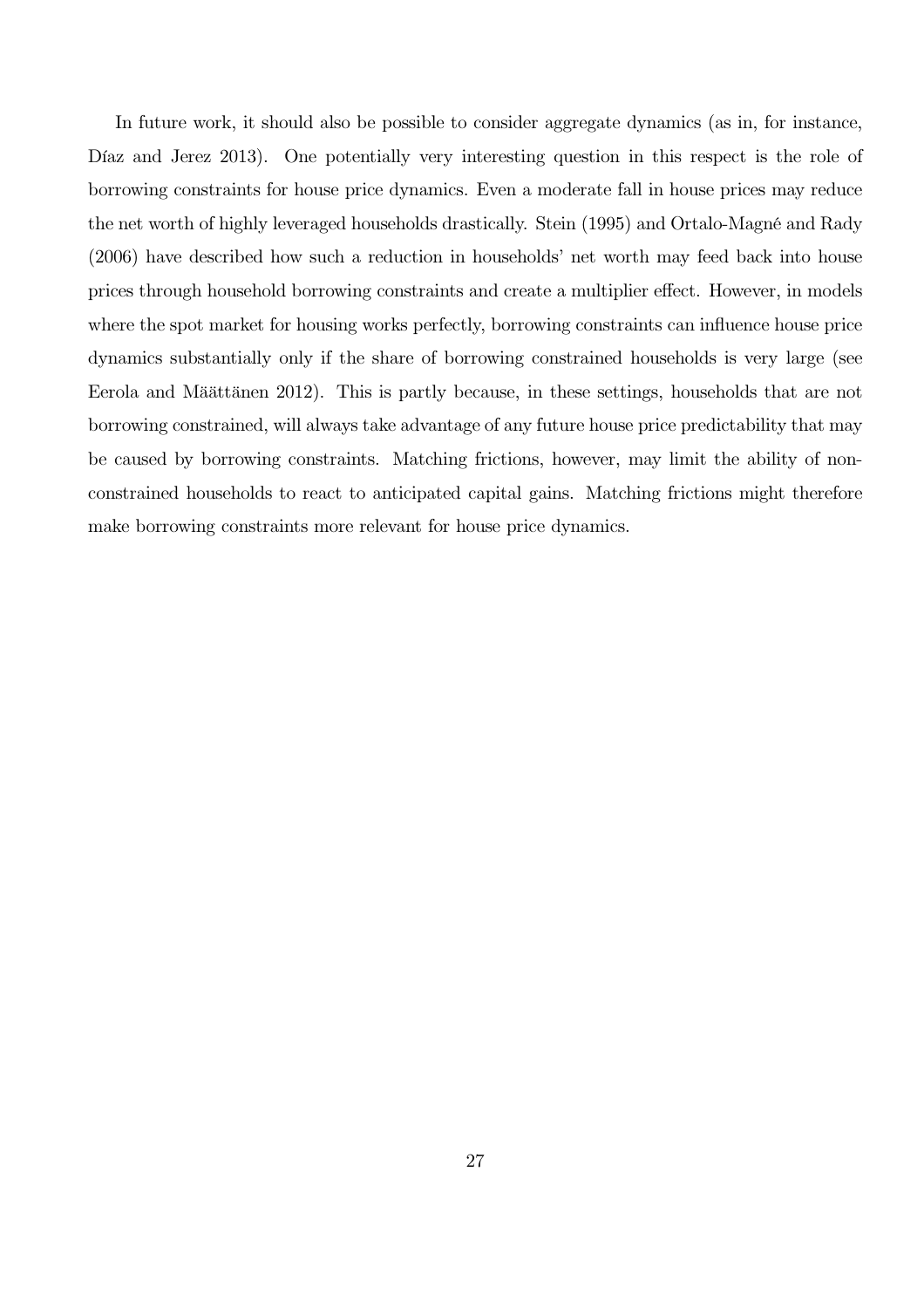In future work, it should also be possible to consider aggregate dynamics (as in, for instance, Díaz and Jerez 2013). One potentially very interesting question in this respect is the role of borrowing constraints for house price dynamics. Even a moderate fall in house prices may reduce the net worth of highly leveraged households drastically. Stein (1995) and Ortalo-Magné and Rady (2006) have described how such a reduction in households' net worth may feed back into house prices through household borrowing constraints and create a multiplier effect. However, in models where the spot market for housing works perfectly, borrowing constraints can influence house price dynamics substantially only if the share of borrowing constrained households is very large (see Eerola and Määttänen 2012). This is partly because, in these settings, households that are not borrowing constrained, will always take advantage of any future house price predictability that may be caused by borrowing constraints. Matching frictions, however, may limit the ability of non-constrained households to react to anticipated capital gains. Matching frictions might therefore make borrowing constraints more relevant for house price dynamics.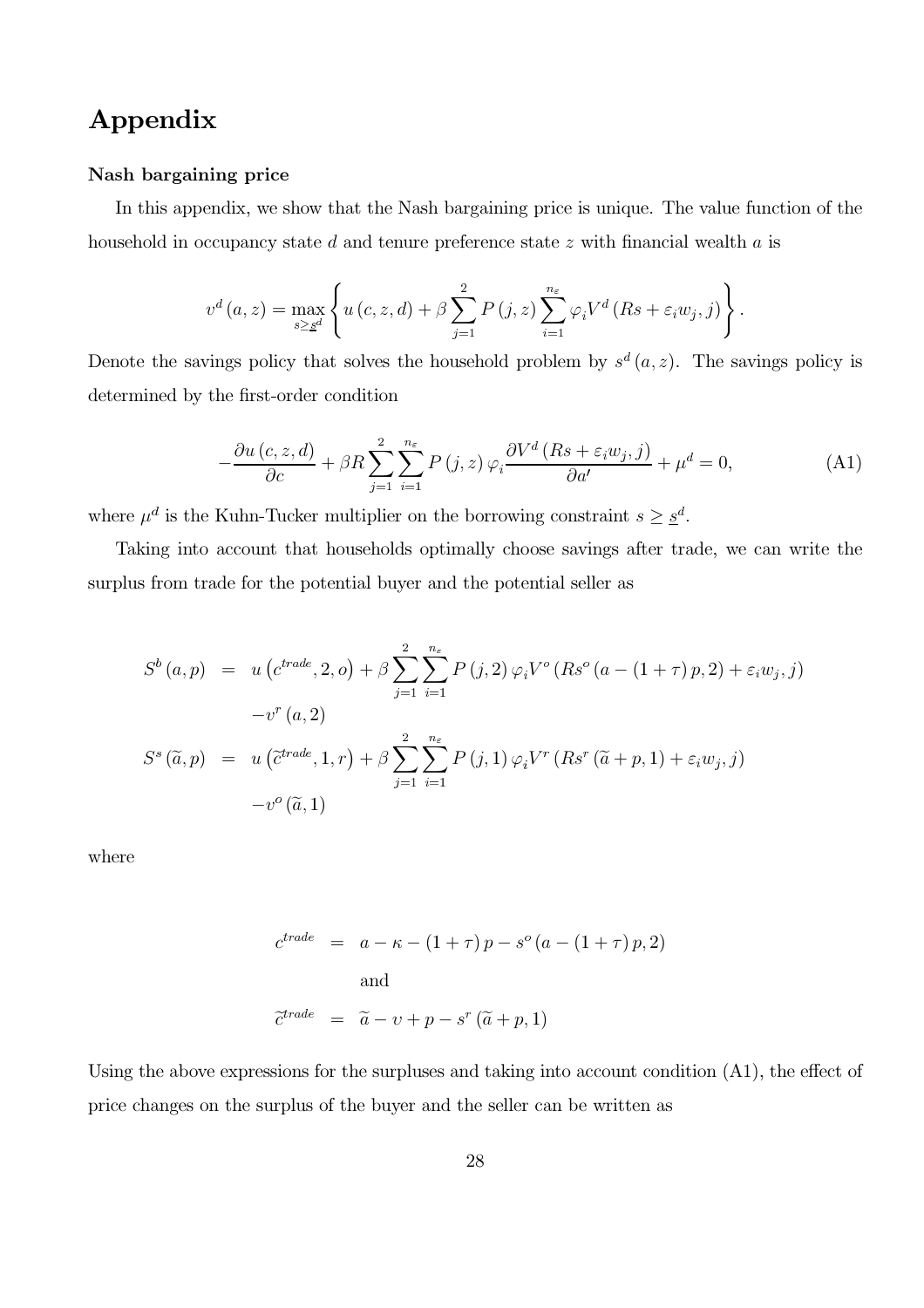# Appendix

**Nash bargaining price**

In this appendix, we show that the Nash bargaining price is unique. The value function of the household in occupancy state $d$ and tenure preference state $z$ with financial wealth $a$ is

$$v^d(a,z) = \max_{s \geq \underline{s}^d} \left\{ u(c,z,d) + \beta \sum_{j=1}^{2} P(j,z) \sum_{i=1}^{n_\varepsilon} \varphi_i V^d(Rs + \varepsilon_i w_j, j) \right\}.$$

Denote the savings policy that solves the household problem by $s^d(a,z)$. The savings policy is determined by the first-order condition

$$-\frac{\partial u(c,z,d)}{\partial c} + \beta R \sum_{j=1}^{2} \sum_{i=1}^{n_\varepsilon} P(j,z)\, \varphi_i \frac{\partial V^d(Rs + \varepsilon_i w_j, j)}{\partial a'} + \mu^d = 0, \tag{A1}$$

where $\mu^d$ is the Kuhn-Tucker multiplier on the borrowing constraint $s \geq \underline{s}^d$.

Taking into account that households optimally choose savings after trade, we can write the surplus from trade for the potential buyer and the potential seller as

$$\begin{aligned}
S^b(a,p) &= u\left(c^{trade}, 2, o\right) + \beta \sum_{j=1}^{2} \sum_{i=1}^{n_\varepsilon} P(j,2)\, \varphi_i V^o\left(Rs^o(a - (1+\tau)p, 2) + \varepsilon_i w_j, j\right) \\
&\quad - v^r(a,2) \\
S^s(\widetilde{a},p) &= u\left(\widetilde{c}^{trade}, 1, r\right) + \beta \sum_{j=1}^{2} \sum_{i=1}^{n_\varepsilon} P(j,1)\, \varphi_i V^r\left(Rs^r(\widetilde{a} + p, 1) + \varepsilon_i w_j, j\right) \\
&\quad - v^o(\widetilde{a},1)
\end{aligned}$$

where

$$\begin{aligned}
c^{trade} &= a - \kappa - (1+\tau)p - s^o(a - (1+\tau)p, 2) \\
&\text{and} \\
\widetilde{c}^{trade} &= \widetilde{a} - \upsilon + p - s^r(\widetilde{a} + p, 1)
\end{aligned}$$

Using the above expressions for the surpluses and taking into account condition (A1), the effect of price changes on the surplus of the buyer and the seller can be written as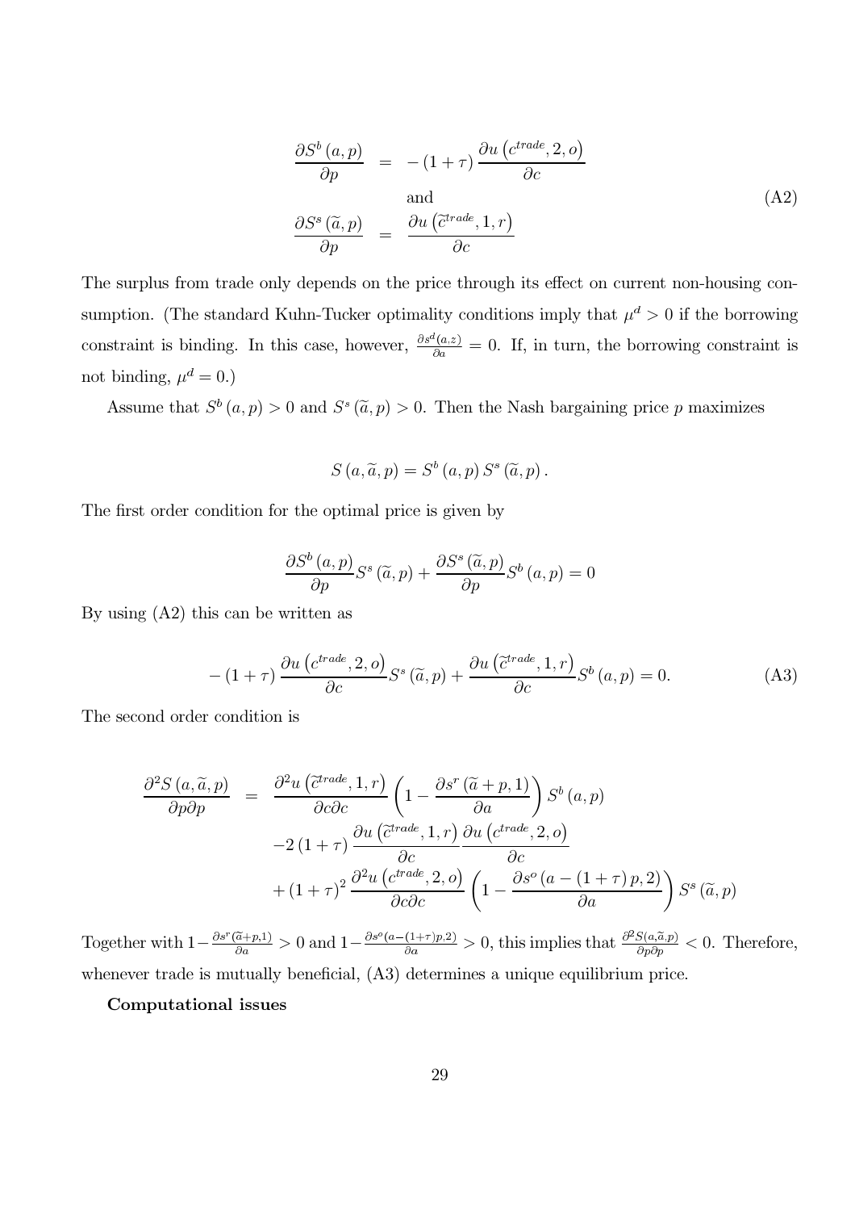$$
\begin{aligned}
\frac{\partial S^b(a,p)}{\partial p} &= -(1+\tau)\frac{\partial u\left(c^{trade},2,o\right)}{\partial c} \\
&\text{and} \\
\frac{\partial S^s(\widetilde{a},p)}{\partial p} &= \frac{\partial u\left(\widetilde{c}^{trade},1,r\right)}{\partial c}
\end{aligned}
\tag{A2}
$$

The surplus from trade only depends on the price through its effect on current non-housing consumption. (The standard Kuhn-Tucker optimality conditions imply that $\mu^d > 0$ if the borrowing constraint is binding. In this case, however, $\frac{\partial s^d(a,z)}{\partial a} = 0$. If, in turn, the borrowing constraint is not binding, $\mu^d = 0$.)

Assume that $S^b(a,p) > 0$ and $S^s(\widetilde{a},p) > 0$. Then the Nash bargaining price $p$ maximizes

$$
S(a,\widetilde{a},p) = S^b(a,p)\, S^s(\widetilde{a},p).
$$

The first order condition for the optimal price is given by

$$
\frac{\partial S^b(a,p)}{\partial p} S^s(\widetilde{a},p) + \frac{\partial S^s(\widetilde{a},p)}{\partial p} S^b(a,p) = 0
$$

By using (A2) this can be written as

$$
-(1+\tau)\frac{\partial u\left(c^{trade},2,o\right)}{\partial c} S^s(\widetilde{a},p) + \frac{\partial u\left(\widetilde{c}^{trade},1,r\right)}{\partial c} S^b(a,p) = 0. \tag{A3}
$$

The second order condition is

$$
\begin{aligned}
\frac{\partial^2 S(a,\widetilde{a},p)}{\partial p \partial p} &= \frac{\partial^2 u\left(\widetilde{c}^{trade},1,r\right)}{\partial c \partial c}\left(1 - \frac{\partial s^r(\widetilde{a}+p,1)}{\partial a}\right) S^b(a,p) \\
&\quad -2(1+\tau)\frac{\partial u\left(\widetilde{c}^{trade},1,r\right)}{\partial c}\frac{\partial u\left(c^{trade},2,o\right)}{\partial c} \\
&\quad +(1+\tau)^2 \frac{\partial^2 u\left(c^{trade},2,o\right)}{\partial c \partial c}\left(1 - \frac{\partial s^o(a-(1+\tau)p,2)}{\partial a}\right) S^s(\widetilde{a},p)
\end{aligned}
$$

Together with $1 - \frac{\partial s^r(\widetilde{a}+p,1)}{\partial a} > 0$ and $1 - \frac{\partial s^o(a-(1+\tau)p,2)}{\partial a} > 0$, this implies that $\frac{\partial^2 S(a,\widetilde{a},p)}{\partial p \partial p} < 0$. Therefore, whenever trade is mutually beneficial, (A3) determines a unique equilibrium price.

**Computational issues**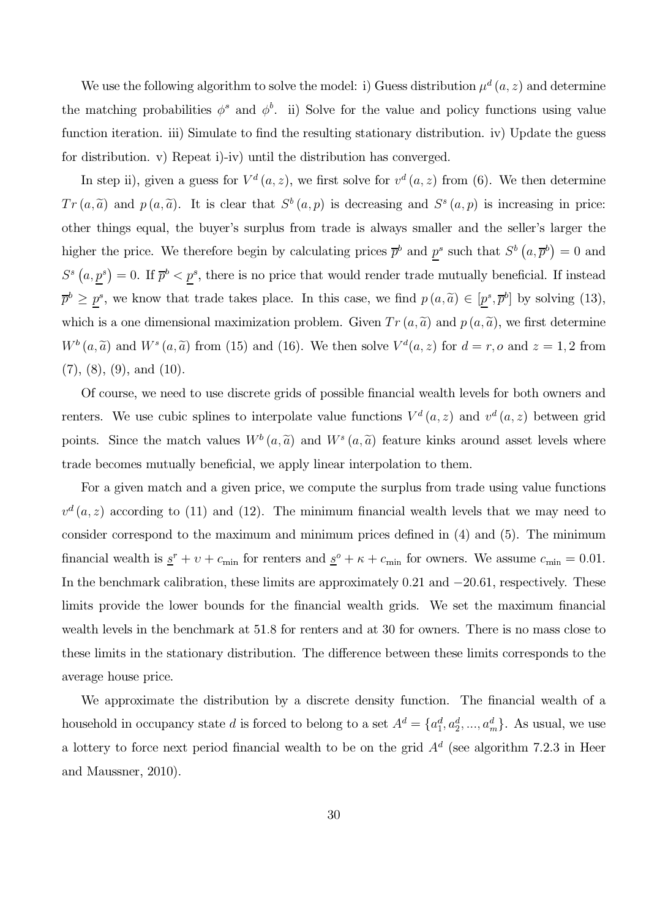We use the following algorithm to solve the model: i) Guess distribution $\mu^d(a,z)$ and determine the matching probabilities $\phi^s$ and $\phi^b$. ii) Solve for the value and policy functions using value function iteration. iii) Simulate to find the resulting stationary distribution. iv) Update the guess for distribution. v) Repeat i)-iv) until the distribution has converged.

In step ii), given a guess for $V^d(a,z)$, we first solve for $v^d(a,z)$ from (6). We then determine $Tr(a,\widetilde{a})$ and $p(a,\widetilde{a})$. It is clear that $S^b(a,p)$ is decreasing and $S^s(a,p)$ is increasing in price: other things equal, the buyer's surplus from trade is always smaller and the seller's larger the higher the price. We therefore begin by calculating prices $\overline{p}^b$ and $\underline{p}^s$ such that $S^b\left(a,\overline{p}^b\right)=0$ and $S^s\left(a,\underline{p}^s\right)=0$. If $\overline{p}^b<\underline{p}^s$, there is no price that would render trade mutually beneficial. If instead $\overline{p}^b\geq\underline{p}^s$, we know that trade takes place. In this case, we find $p(a,\widetilde{a})\in[\underline{p}^s,\overline{p}^b]$ by solving (13), which is a one dimensional maximization problem. Given $Tr(a,\widetilde{a})$ and $p(a,\widetilde{a})$, we first determine $W^b(a,\widetilde{a})$ and $W^s(a,\widetilde{a})$ from (15) and (16). We then solve $V^d(a,z)$ for $d=r,o$ and $z=1,2$ from (7), (8), (9), and (10).

Of course, we need to use discrete grids of possible financial wealth levels for both owners and renters. We use cubic splines to interpolate value functions $V^d(a,z)$ and $v^d(a,z)$ between grid points. Since the match values $W^b(a,\widetilde{a})$ and $W^s(a,\widetilde{a})$ feature kinks around asset levels where trade becomes mutually beneficial, we apply linear interpolation to them.

For a given match and a given price, we compute the surplus from trade using value functions $v^d(a,z)$ according to (11) and (12). The minimum financial wealth levels that we may need to consider correspond to the maximum and minimum prices defined in (4) and (5). The minimum financial wealth is $\underline{s}^r+\upsilon+c_{\min}$ for renters and $\underline{s}^o+\kappa+c_{\min}$ for owners. We assume $c_{\min}=0.01$. In the benchmark calibration, these limits are approximately 0.21 and $-20.61$, respectively. These limits provide the lower bounds for the financial wealth grids. We set the maximum financial wealth levels in the benchmark at 51.8 for renters and at 30 for owners. There is no mass close to these limits in the stationary distribution. The difference between these limits corresponds to the average house price.

We approximate the distribution by a discrete density function. The financial wealth of a household in occupancy state $d$ is forced to belong to a set $A^d=\{a_1^d,a_2^d,...,a_m^d\}$. As usual, we use a lottery to force next period financial wealth to be on the grid $A^d$ (see algorithm 7.2.3 in Heer and Maussner, 2010).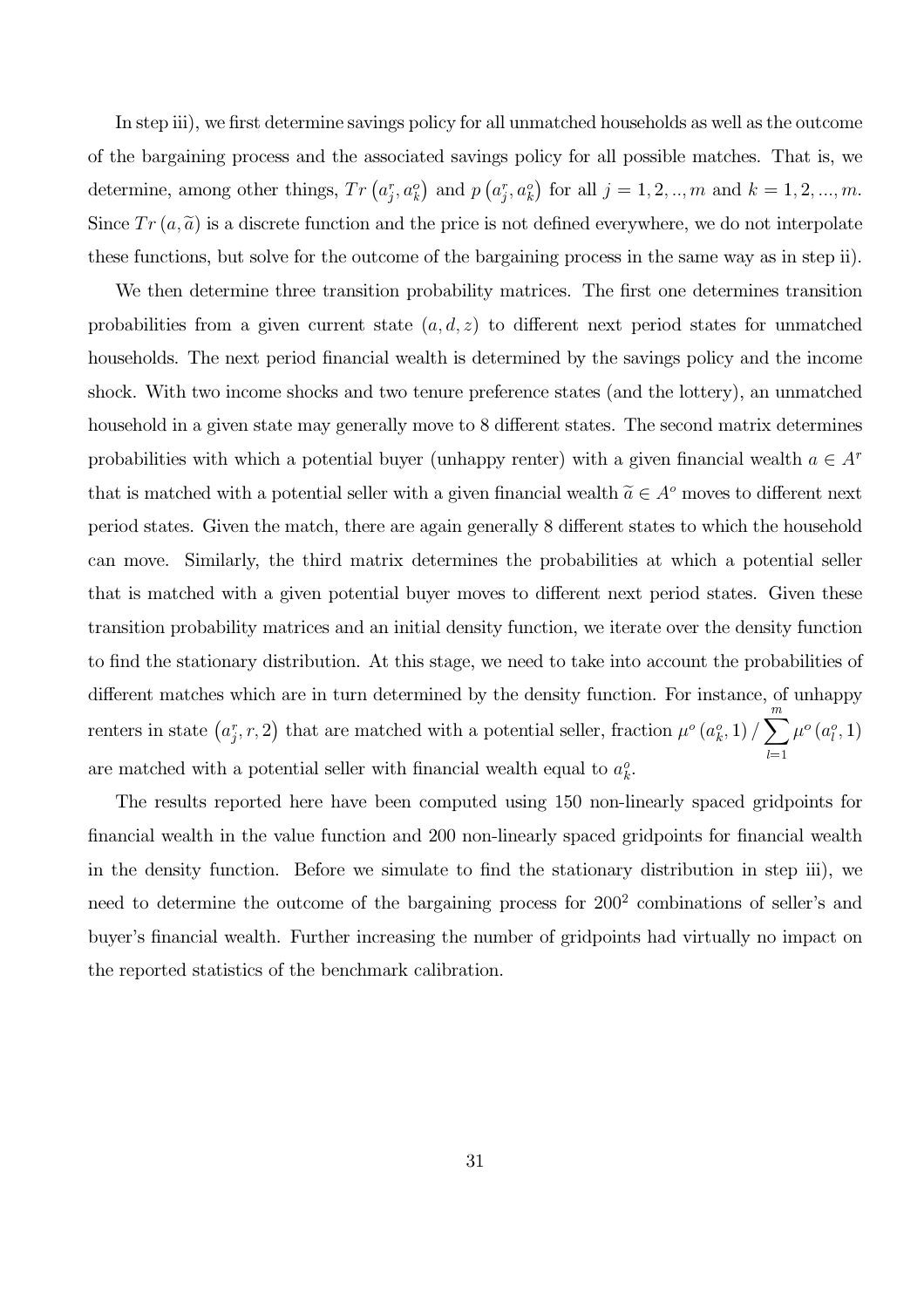In step iii), we first determine savings policy for all unmatched households as well as the outcome of the bargaining process and the associated savings policy for all possible matches. That is, we determine, among other things, $Tr\left(a_j^r, a_k^o\right)$ and $p\left(a_j^r, a_k^o\right)$ for all $j = 1, 2, .., m$ and $k = 1, 2, ..., m$. Since $Tr\left(a, \widetilde{a}\right)$ is a discrete function and the price is not defined everywhere, we do not interpolate these functions, but solve for the outcome of the bargaining process in the same way as in step ii).

We then determine three transition probability matrices. The first one determines transition probabilities from a given current state $(a, d, z)$ to different next period states for unmatched households. The next period financial wealth is determined by the savings policy and the income shock. With two income shocks and two tenure preference states (and the lottery), an unmatched household in a given state may generally move to 8 different states. The second matrix determines probabilities with which a potential buyer (unhappy renter) with a given financial wealth $a \in A^r$ that is matched with a potential seller with a given financial wealth $\widetilde{a} \in A^o$ moves to different next period states. Given the match, there are again generally 8 different states to which the household can move. Similarly, the third matrix determines the probabilities at which a potential seller that is matched with a given potential buyer moves to different next period states. Given these transition probability matrices and an initial density function, we iterate over the density function to find the stationary distribution. At this stage, we need to take into account the probabilities of different matches which are in turn determined by the density function. For instance, of unhappy renters in state $\left(a_j^r, r, 2\right)$ that are matched with a potential seller, fraction $\mu^o\left(a_k^o, 1\right) / \sum_{l=1}^{m} \mu^o\left(a_l^o, 1\right)$ are matched with a potential seller with financial wealth equal to $a_k^o$.

The results reported here have been computed using 150 non-linearly spaced gridpoints for financial wealth in the value function and 200 non-linearly spaced gridpoints for financial wealth in the density function. Before we simulate to find the stationary distribution in step iii), we need to determine the outcome of the bargaining process for $200^2$ combinations of seller's and buyer's financial wealth. Further increasing the number of gridpoints had virtually no impact on the reported statistics of the benchmark calibration.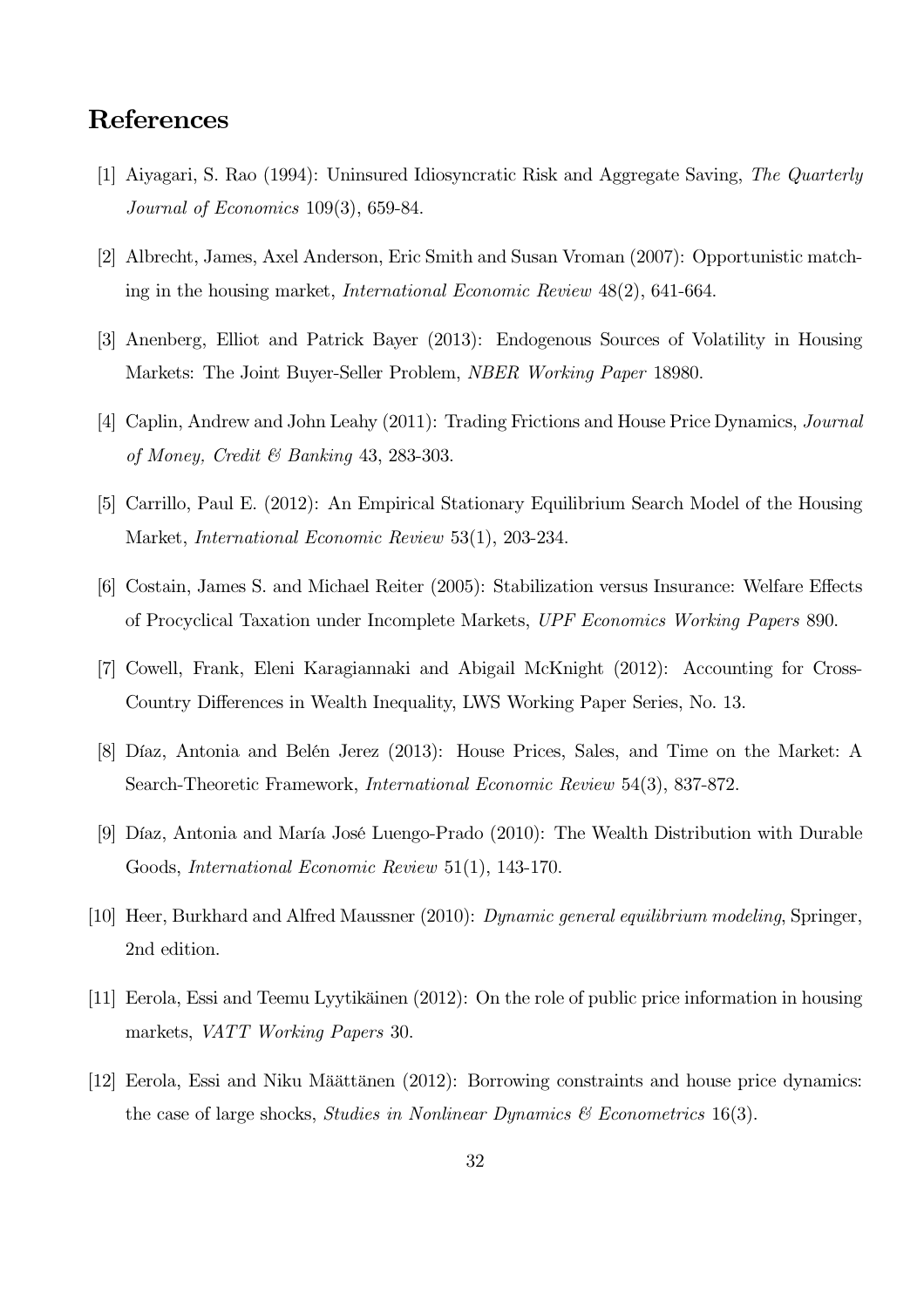# References

[1] Aiyagari, S. Rao (1994): Uninsured Idiosyncratic Risk and Aggregate Saving, *The Quarterly Journal of Economics* 109(3), 659-84.

[2] Albrecht, James, Axel Anderson, Eric Smith and Susan Vroman (2007): Opportunistic matching in the housing market, *International Economic Review* 48(2), 641-664.

[3] Anenberg, Elliot and Patrick Bayer (2013): Endogenous Sources of Volatility in Housing Markets: The Joint Buyer-Seller Problem, *NBER Working Paper* 18980.

[4] Caplin, Andrew and John Leahy (2011): Trading Frictions and House Price Dynamics, *Journal of Money, Credit & Banking* 43, 283-303.

[5] Carrillo, Paul E. (2012): An Empirical Stationary Equilibrium Search Model of the Housing Market, *International Economic Review* 53(1), 203-234.

[6] Costain, James S. and Michael Reiter (2005): Stabilization versus Insurance: Welfare Effects of Procyclical Taxation under Incomplete Markets, *UPF Economics Working Papers* 890.

[7] Cowell, Frank, Eleni Karagiannaki and Abigail McKnight (2012): Accounting for Cross-Country Differences in Wealth Inequality, LWS Working Paper Series, No. 13.

[8] Díaz, Antonia and Belén Jerez (2013): House Prices, Sales, and Time on the Market: A Search-Theoretic Framework, *International Economic Review* 54(3), 837-872.

[9] Díaz, Antonia and María José Luengo-Prado (2010): The Wealth Distribution with Durable Goods, *International Economic Review* 51(1), 143-170.

[10] Heer, Burkhard and Alfred Maussner (2010): *Dynamic general equilibrium modeling*, Springer, 2nd edition.

[11] Eerola, Essi and Teemu Lyytikäinen (2012): On the role of public price information in housing markets, *VATT Working Papers* 30.

[12] Eerola, Essi and Niku Määttänen (2012): Borrowing constraints and house price dynamics: the case of large shocks, *Studies in Nonlinear Dynamics & Econometrics* 16(3).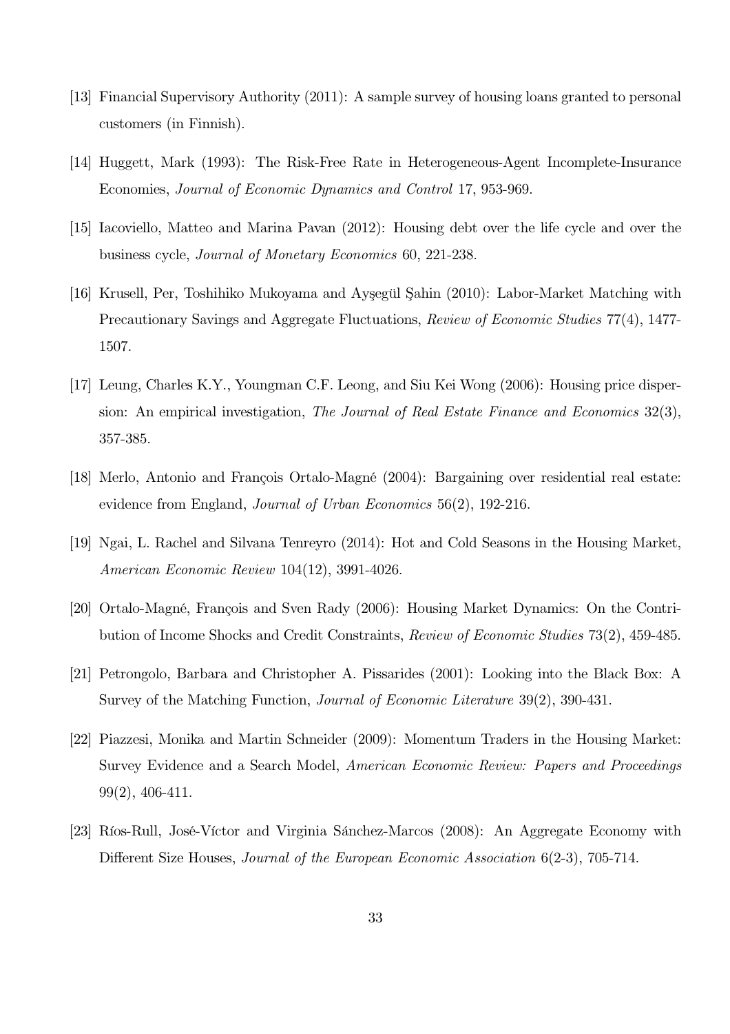[13] Financial Supervisory Authority (2011): A sample survey of housing loans granted to personal customers (in Finnish).

[14] Huggett, Mark (1993): The Risk-Free Rate in Heterogeneous-Agent Incomplete-Insurance Economies, *Journal of Economic Dynamics and Control* 17, 953-969.

[15] Iacoviello, Matteo and Marina Pavan (2012): Housing debt over the life cycle and over the business cycle, *Journal of Monetary Economics* 60, 221-238.

[16] Krusell, Per, Toshihiko Mukoyama and Ayşegül Şahin (2010): Labor-Market Matching with Precautionary Savings and Aggregate Fluctuations, *Review of Economic Studies* 77(4), 1477-1507.

[17] Leung, Charles K.Y., Youngman C.F. Leong, and Siu Kei Wong (2006): Housing price dispersion: An empirical investigation, *The Journal of Real Estate Finance and Economics* 32(3), 357-385.

[18] Merlo, Antonio and François Ortalo-Magné (2004): Bargaining over residential real estate: evidence from England, *Journal of Urban Economics* 56(2), 192-216.

[19] Ngai, L. Rachel and Silvana Tenreyro (2014): Hot and Cold Seasons in the Housing Market, *American Economic Review* 104(12), 3991-4026.

[20] Ortalo-Magné, François and Sven Rady (2006): Housing Market Dynamics: On the Contribution of Income Shocks and Credit Constraints, *Review of Economic Studies* 73(2), 459-485.

[21] Petrongolo, Barbara and Christopher A. Pissarides (2001): Looking into the Black Box: A Survey of the Matching Function, *Journal of Economic Literature* 39(2), 390-431.

[22] Piazzesi, Monika and Martin Schneider (2009): Momentum Traders in the Housing Market: Survey Evidence and a Search Model, *American Economic Review: Papers and Proceedings* 99(2), 406-411.

[23] Ríos-Rull, José-Víctor and Virginia Sánchez-Marcos (2008): An Aggregate Economy with Different Size Houses, *Journal of the European Economic Association* 6(2-3), 705-714.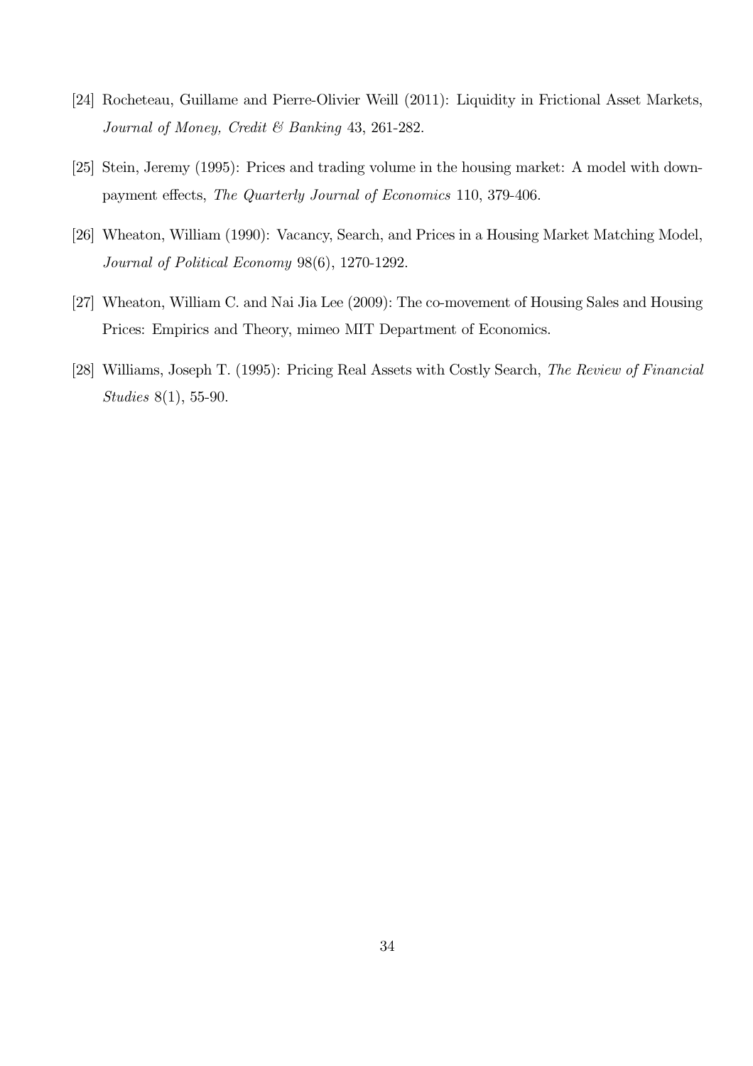[24] Rocheteau, Guillame and Pierre-Olivier Weill (2011): Liquidity in Frictional Asset Markets, *Journal of Money, Credit & Banking* 43, 261-282.

[25] Stein, Jeremy (1995): Prices and trading volume in the housing market: A model with down-payment effects, *The Quarterly Journal of Economics* 110, 379-406.

[26] Wheaton, William (1990): Vacancy, Search, and Prices in a Housing Market Matching Model, *Journal of Political Economy* 98(6), 1270-1292.

[27] Wheaton, William C. and Nai Jia Lee (2009): The co-movement of Housing Sales and Housing Prices: Empirics and Theory, mimeo MIT Department of Economics.

[28] Williams, Joseph T. (1995): Pricing Real Assets with Costly Search, *The Review of Financial Studies* 8(1), 55-90.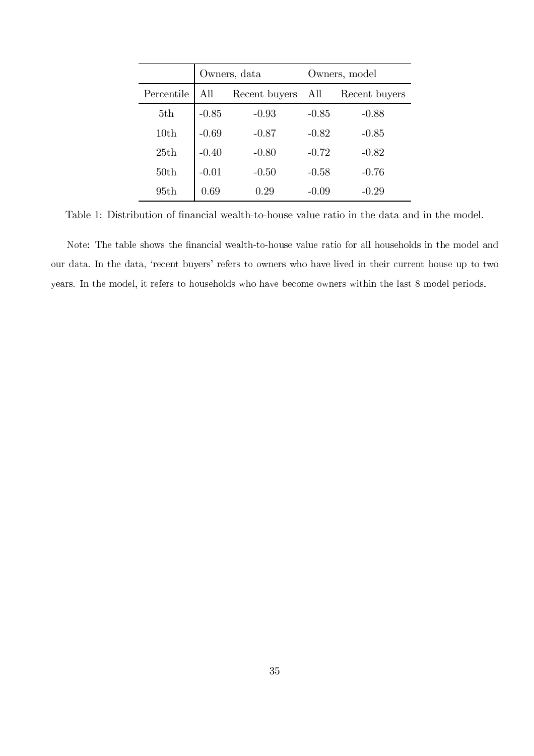| | Owners, data | | Owners, model | |
|---|---|---|---|---|
| Percentile | All | Recent buyers | All | Recent buyers |
| 5th | -0.85 | -0.93 | -0.85 | -0.88 |
| 10th | -0.69 | -0.87 | -0.82 | -0.85 |
| 25th | -0.40 | -0.80 | -0.72 | -0.82 |
| 50th | -0.01 | -0.50 | -0.58 | -0.76 |
| 95th | 0.69 | 0.29 | -0.09 | -0.29 |

Table 1: Distribution of financial wealth-to-house value ratio in the data and in the model.

Note: The table shows the financial wealth-to-house value ratio for all households in the model and our data. In the data, 'recent buyers' refers to owners who have lived in their current house up to two years. In the model, it refers to households who have become owners within the last 8 model periods.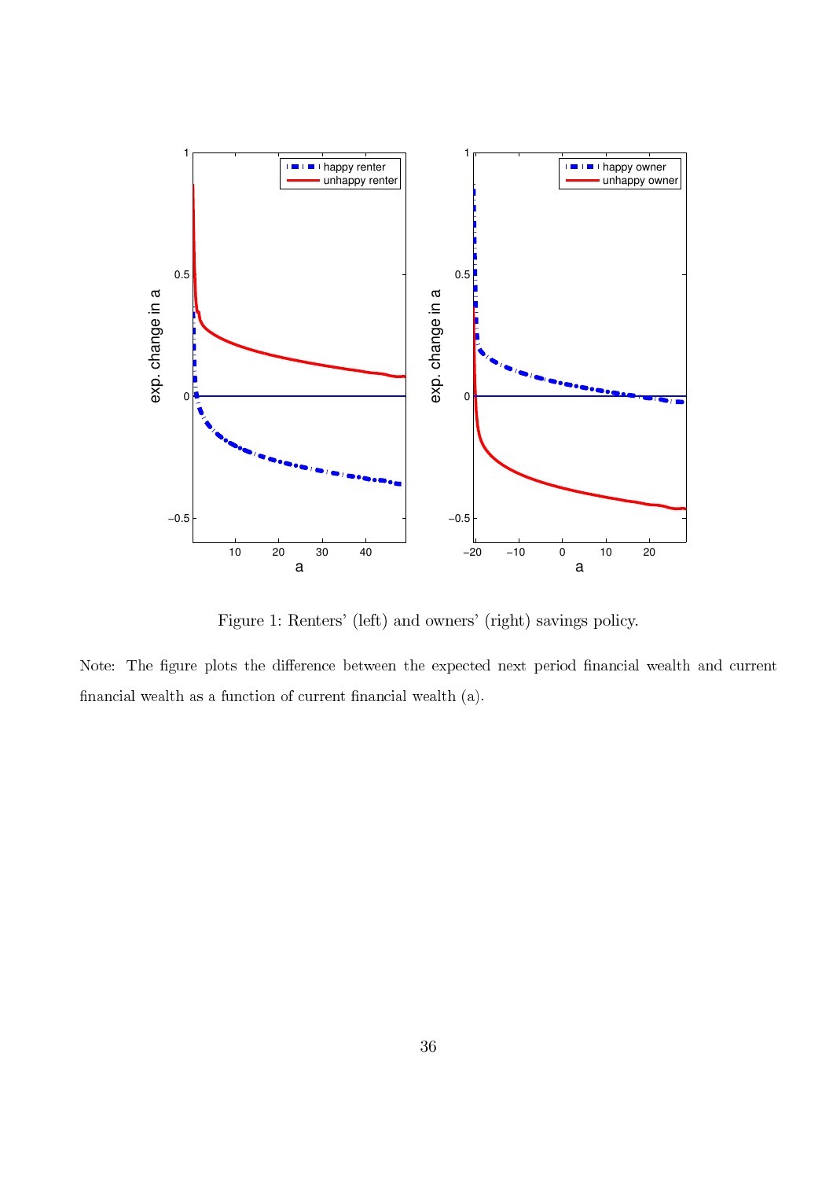Figure 1: Renters' (left) and owners' (right) savings policy.

Note: The figure plots the difference between the expected next period financial wealth and current financial wealth as a function of current financial wealth (a).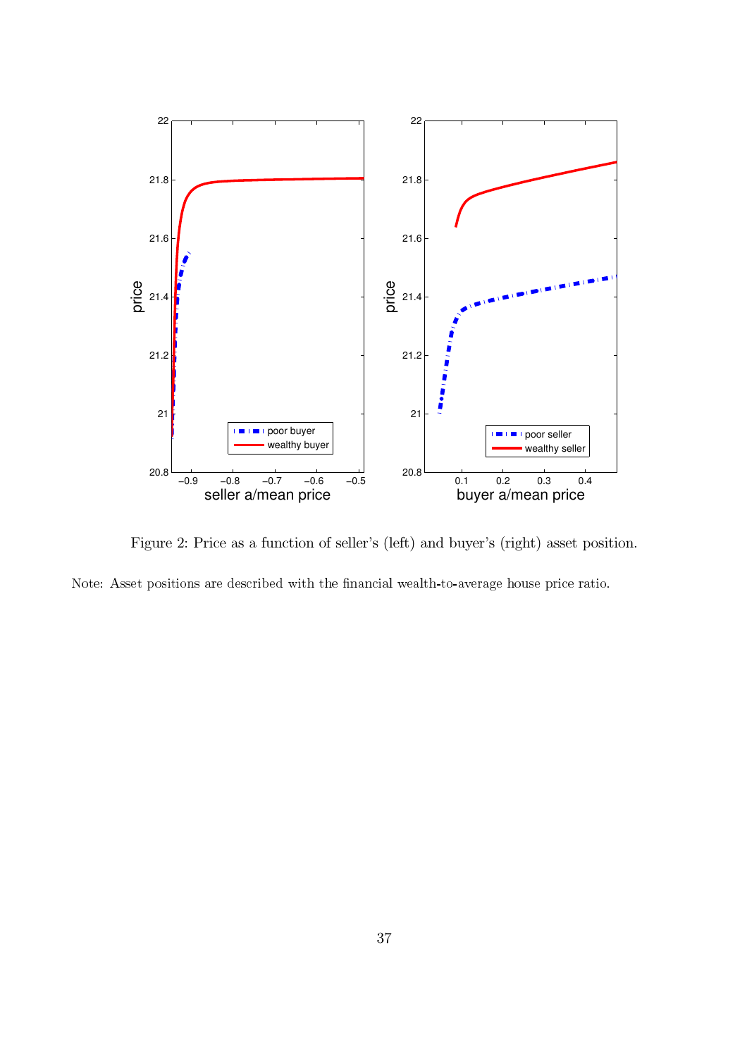Figure 2: Price as a function of seller's (left) and buyer's (right) asset position.

Note: Asset positions are described with the financial wealth-to-average house price ratio.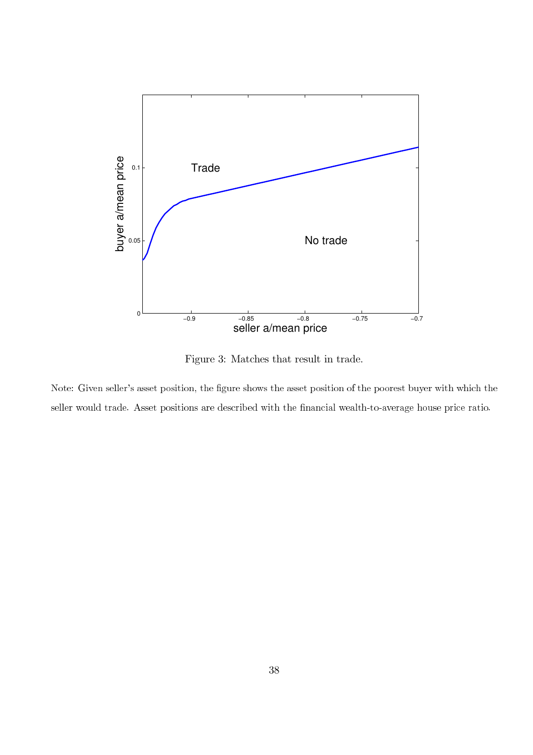Figure 3: Matches that result in trade.

Note: Given seller's asset position, the figure shows the asset position of the poorest buyer with which the seller would trade. Asset positions are described with the financial wealth-to-average house price ratio.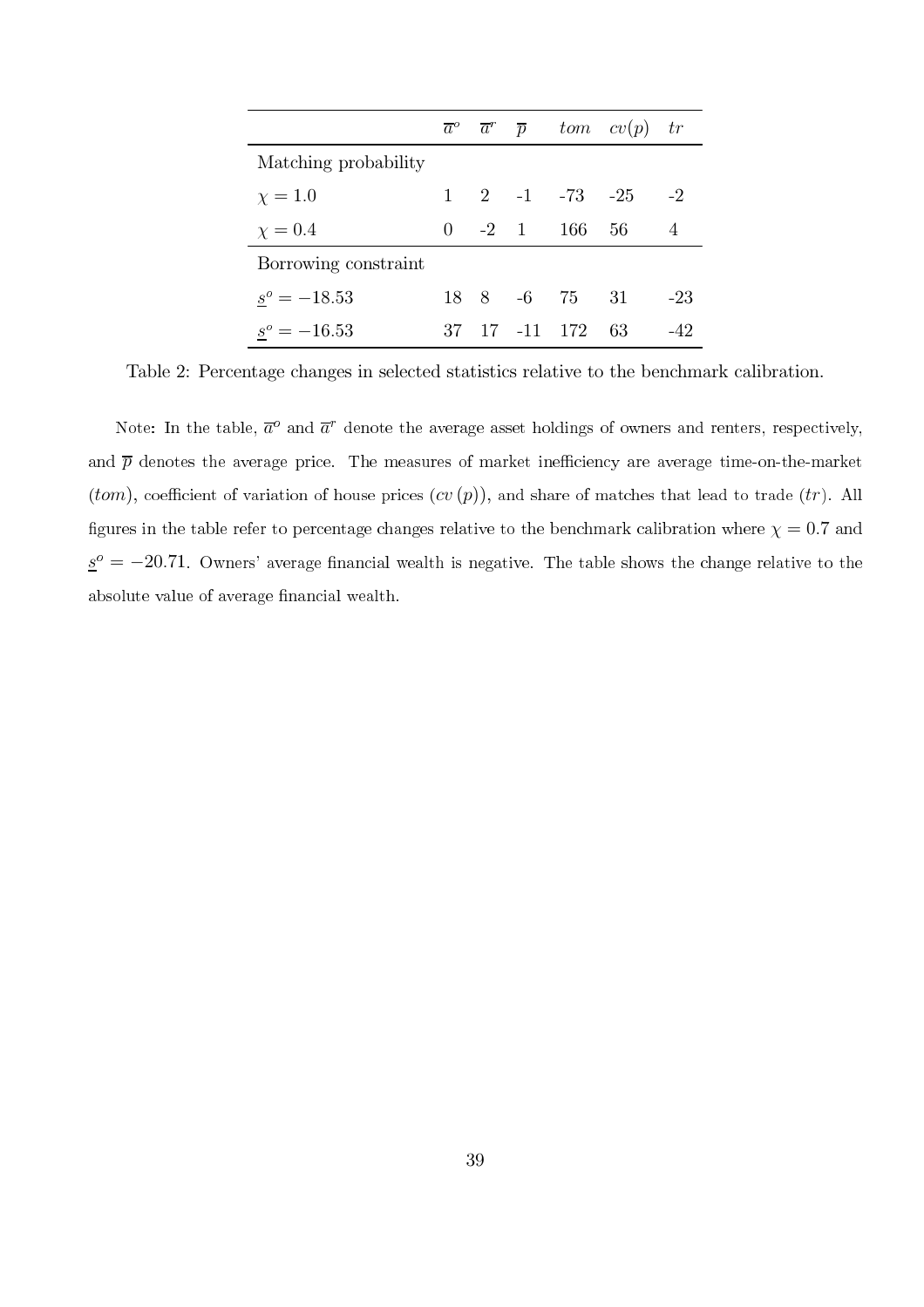| | $\overline{a}^o$ | $\overline{a}^r$ | $\overline{p}$ | $tom$ | $cv(p)$ | $tr$ |
|---|---|---|---|---|---|---|
| Matching probability | | | | | | |
| $\chi = 1.0$ | 1 | 2 | -1 | -73 | -25 | -2 |
| $\chi = 0.4$ | 0 | -2 | 1 | 166 | 56 | 4 |
| Borrowing constraint | | | | | | |
| $\underline{s}^o = -18.53$ | 18 | 8 | -6 | 75 | 31 | -23 |
| $\underline{s}^o = -16.53$ | 37 | 17 | -11 | 172 | 63 | -42 |

Table 2: Percentage changes in selected statistics relative to the benchmark calibration.

Note: In the table, $\overline{a}^o$ and $\overline{a}^r$ denote the average asset holdings of owners and renters, respectively, and $\overline{p}$ denotes the average price. The measures of market inefficiency are average time-on-the-market ($tom$), coefficient of variation of house prices ($cv(p)$), and share of matches that lead to trade ($tr$). All figures in the table refer to percentage changes relative to the benchmark calibration where $\chi = 0.7$ and $\underline{s}^o = -20.71$. Owners' average financial wealth is negative. The table shows the change relative to the absolute value of average financial wealth.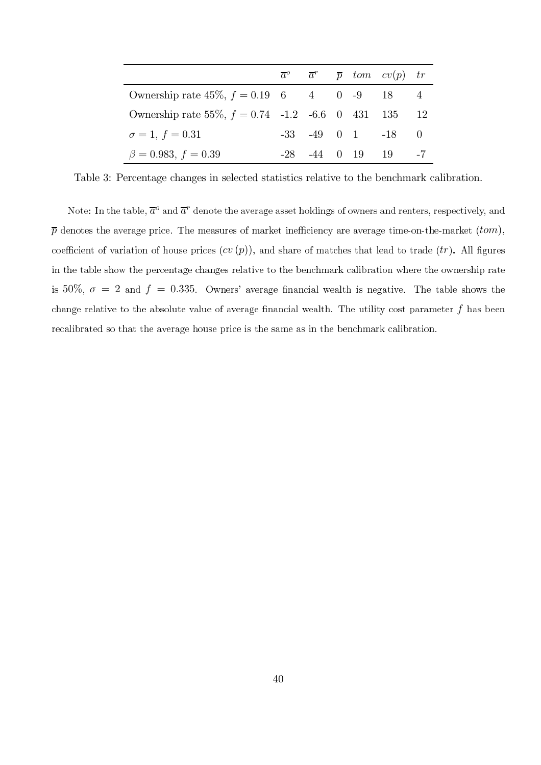| | $\overline{a}^o$ | $\overline{a}^r$ | $\overline{p}$ | $tom$ | $cv(p)$ | $tr$ |
|---|---|---|---|---|---|---|
| Ownership rate 45%, $f = 0.19$ | 6 | 4 | 0 | -9 | 18 | 4 |
| Ownership rate 55%, $f = 0.74$ | -1.2 | -6.6 | 0 | 431 | 135 | 12 |
| $\sigma = 1$, $f = 0.31$ | -33 | -49 | 0 | 1 | -18 | 0 |
| $\beta = 0.983$, $f = 0.39$ | -28 | -44 | 0 | 19 | 19 | -7 |

Table 3: Percentage changes in selected statistics relative to the benchmark calibration.

Note: In the table, $\overline{a}^o$ and $\overline{a}^r$ denote the average asset holdings of owners and renters, respectively, and $\overline{p}$ denotes the average price. The measures of market inefficiency are average time-on-the-market ($tom$), coefficient of variation of house prices ($cv(p)$), and share of matches that lead to trade ($tr$). All figures in the table show the percentage changes relative to the benchmark calibration where the ownership rate is 50%, $\sigma = 2$ and $f = 0.335$. Owners' average financial wealth is negative. The table shows the change relative to the absolute value of average financial wealth. The utility cost parameter $f$ has been recalibrated so that the average house price is the same as in the benchmark calibration.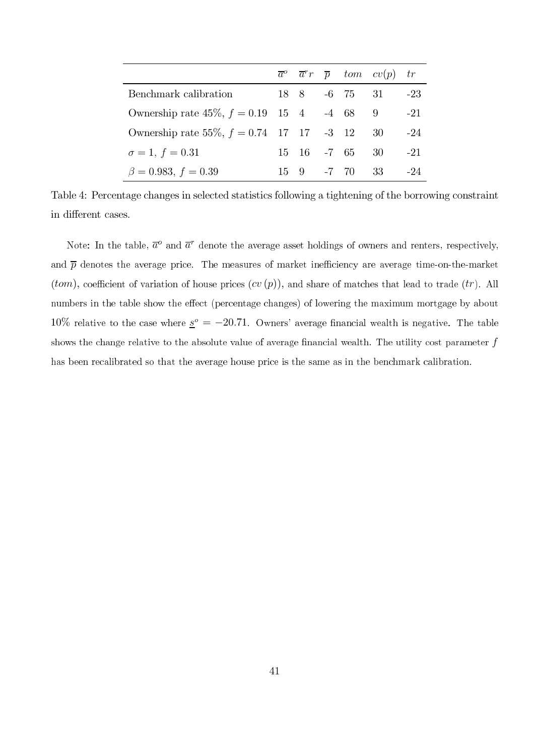| | $\overline{a}^o$ | $\overline{a}^r r$ | $\overline{p}$ | $tom$ | $cv(p)$ | $tr$ |
|---|---|---|---|---|---|---|
| Benchmark calibration | 18 | 8 | -6 | 75 | 31 | -23 |
| Ownership rate 45%, $f = 0.19$ | 15 | 4 | -4 | 68 | 9 | -21 |
| Ownership rate 55%, $f = 0.74$ | 17 | 17 | -3 | 12 | 30 | -24 |
| $\sigma = 1$, $f = 0.31$ | 15 | 16 | -7 | 65 | 30 | -21 |
| $\beta = 0.983$, $f = 0.39$ | 15 | 9 | -7 | 70 | 33 | -24 |

Table 4: Percentage changes in selected statistics following a tightening of the borrowing constraint in different cases.

Note: In the table, $\overline{a}^o$ and $\overline{a}^r$ denote the average asset holdings of owners and renters, respectively, and $\overline{p}$ denotes the average price. The measures of market inefficiency are average time-on-the-market ($tom$), coefficient of variation of house prices ($cv(p)$), and share of matches that lead to trade ($tr$). All numbers in the table show the effect (percentage changes) of lowering the maximum mortgage by about 10% relative to the case where $\underline{s}^o = -20.71$. Owners' average financial wealth is negative. The table shows the change relative to the absolute value of average financial wealth. The utility cost parameter $f$ has been recalibrated so that the average house price is the same as in the benchmark calibration.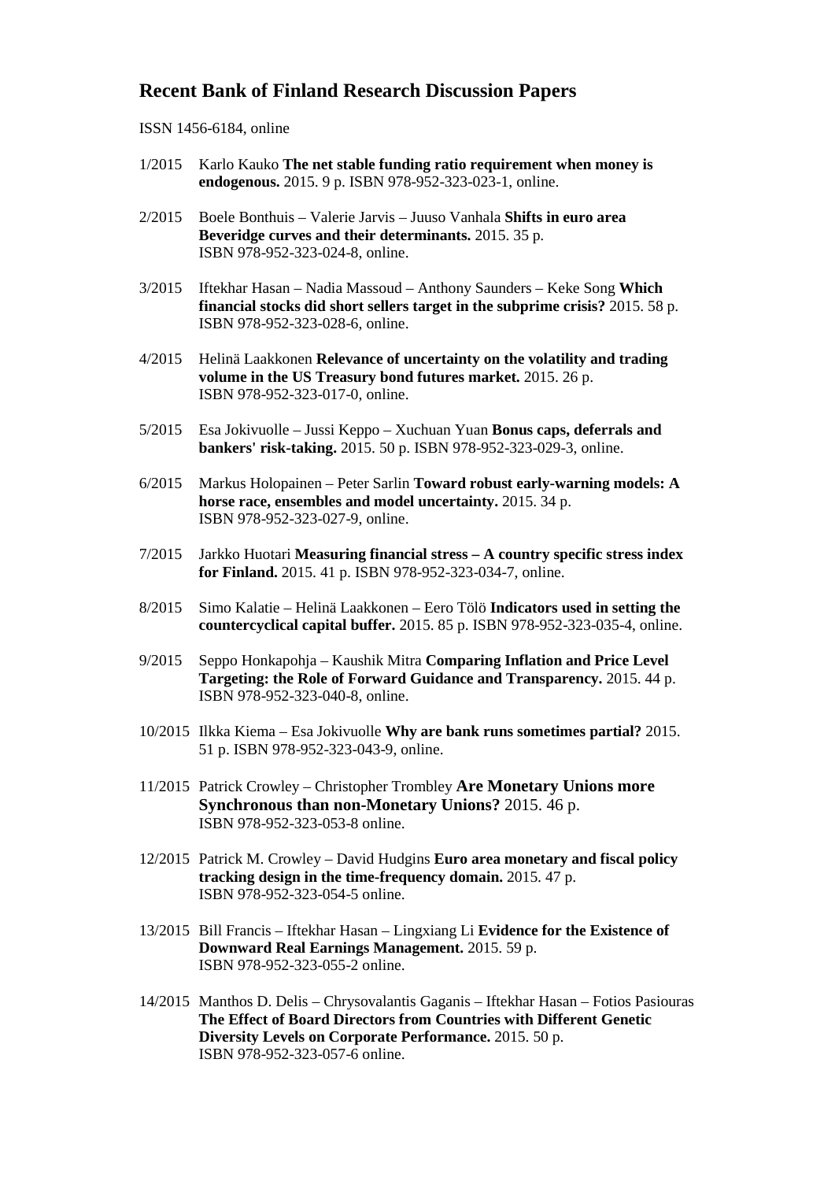## Recent Bank of Finland Research Discussion Papers

ISSN 1456-6184, online

1/2015 Karlo Kauko **The net stable funding ratio requirement when money is endogenous.** 2015. 9 p. ISBN 978-952-323-023-1, online.

2/2015 Boele Bonthuis – Valerie Jarvis – Juuso Vanhala **Shifts in euro area Beveridge curves and their determinants.** 2015. 35 p. ISBN 978-952-323-024-8, online.

3/2015 Iftekhar Hasan – Nadia Massoud – Anthony Saunders – Keke Song **Which financial stocks did short sellers target in the subprime crisis?** 2015. 58 p. ISBN 978-952-323-028-6, online.

4/2015 Helinä Laakkonen **Relevance of uncertainty on the volatility and trading volume in the US Treasury bond futures market.** 2015. 26 p. ISBN 978-952-323-017-0, online.

5/2015 Esa Jokivuolle – Jussi Keppo – Xuchuan Yuan **Bonus caps, deferrals and bankers' risk-taking.** 2015. 50 p. ISBN 978-952-323-029-3, online.

6/2015 Markus Holopainen – Peter Sarlin **Toward robust early-warning models: A horse race, ensembles and model uncertainty.** 2015. 34 p. ISBN 978-952-323-027-9, online.

7/2015 Jarkko Huotari **Measuring financial stress – A country specific stress index for Finland.** 2015. 41 p. ISBN 978-952-323-034-7, online.

8/2015 Simo Kalatie – Helinä Laakkonen – Eero Tölö **Indicators used in setting the countercyclical capital buffer.** 2015. 85 p. ISBN 978-952-323-035-4, online.

9/2015 Seppo Honkapohja – Kaushik Mitra **Comparing Inflation and Price Level Targeting: the Role of Forward Guidance and Transparency.** 2015. 44 p. ISBN 978-952-323-040-8, online.

10/2015 Ilkka Kiema – Esa Jokivuolle **Why are bank runs sometimes partial?** 2015. 51 p. ISBN 978-952-323-043-9, online.

11/2015 Patrick Crowley – Christopher Trombley **Are Monetary Unions more Synchronous than non-Monetary Unions?** 2015. 46 p. ISBN 978-952-323-053-8 online.

12/2015 Patrick M. Crowley – David Hudgins **Euro area monetary and fiscal policy tracking design in the time-frequency domain.** 2015. 47 p. ISBN 978-952-323-054-5 online.

13/2015 Bill Francis – Iftekhar Hasan – Lingxiang Li **Evidence for the Existence of Downward Real Earnings Management.** 2015. 59 p. ISBN 978-952-323-055-2 online.

14/2015 Manthos D. Delis – Chrysovalantis Gaganis – Iftekhar Hasan – Fotios Pasiouras **The Effect of Board Directors from Countries with Different Genetic Diversity Levels on Corporate Performance.** 2015. 50 p. ISBN 978-952-323-057-6 online.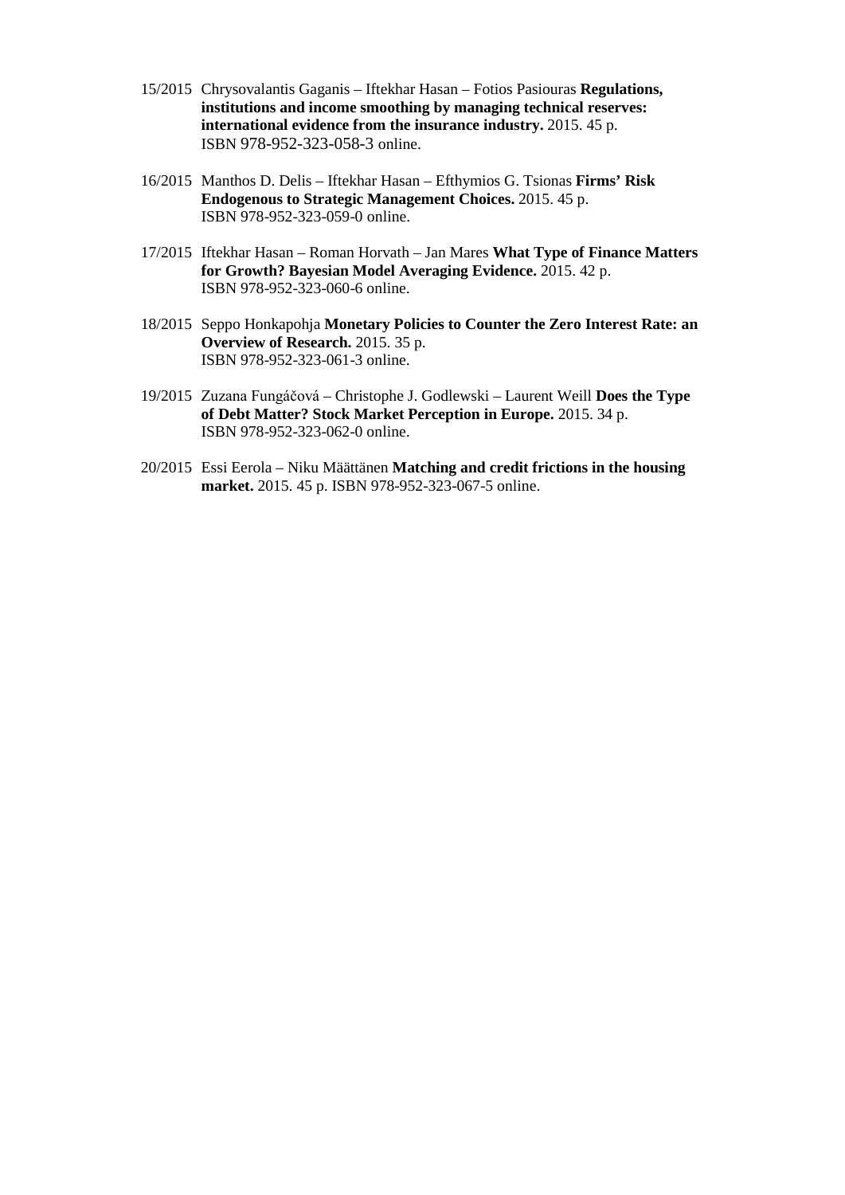15/2015 Chrysovalantis Gaganis – Iftekhar Hasan – Fotios Pasiouras **Regulations, institutions and income smoothing by managing technical reserves: international evidence from the insurance industry.** 2015. 45 p. ISBN 978-952-323-058-3 online.

16/2015 Manthos D. Delis – Iftekhar Hasan – Efthymios G. Tsionas **Firms' Risk Endogenous to Strategic Management Choices.** 2015. 45 p. ISBN 978-952-323-059-0 online.

17/2015 Iftekhar Hasan – Roman Horvath – Jan Mares **What Type of Finance Matters for Growth? Bayesian Model Averaging Evidence.** 2015. 42 p. ISBN 978-952-323-060-6 online.

18/2015 Seppo Honkapohja **Monetary Policies to Counter the Zero Interest Rate: an Overview of Research.** 2015. 35 p. ISBN 978-952-323-061-3 online.

19/2015 Zuzana Fungáčová – Christophe J. Godlewski – Laurent Weill **Does the Type of Debt Matter? Stock Market Perception in Europe.** 2015. 34 p. ISBN 978-952-323-062-0 online.

20/2015 Essi Eerola – Niku Määttänen **Matching and credit frictions in the housing market.** 2015. 45 p. ISBN 978-952-323-067-5 online.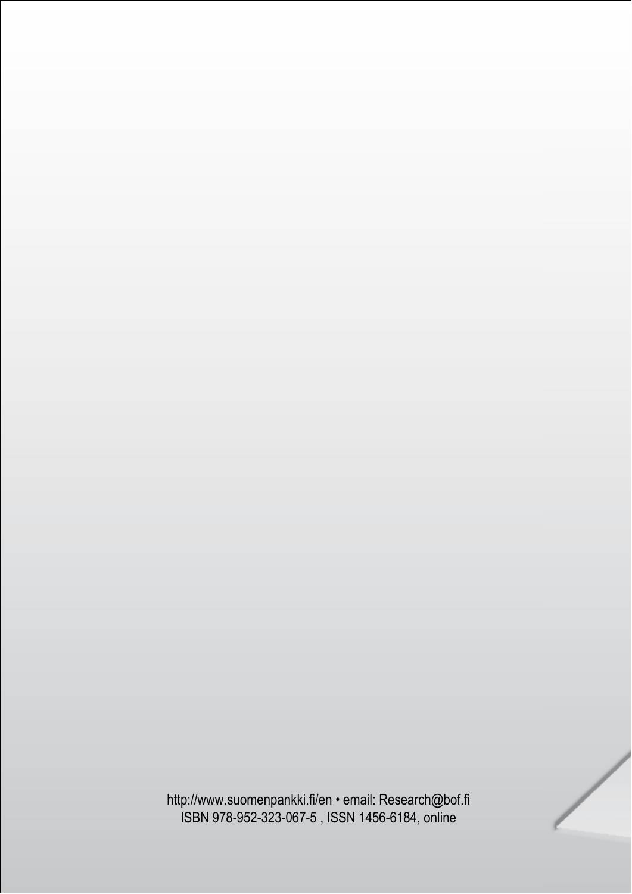http://www.suomenpankki.fi/en • email: Research@bof.fi
ISBN 978-952-323-067-5 , ISSN 1456-6184, online